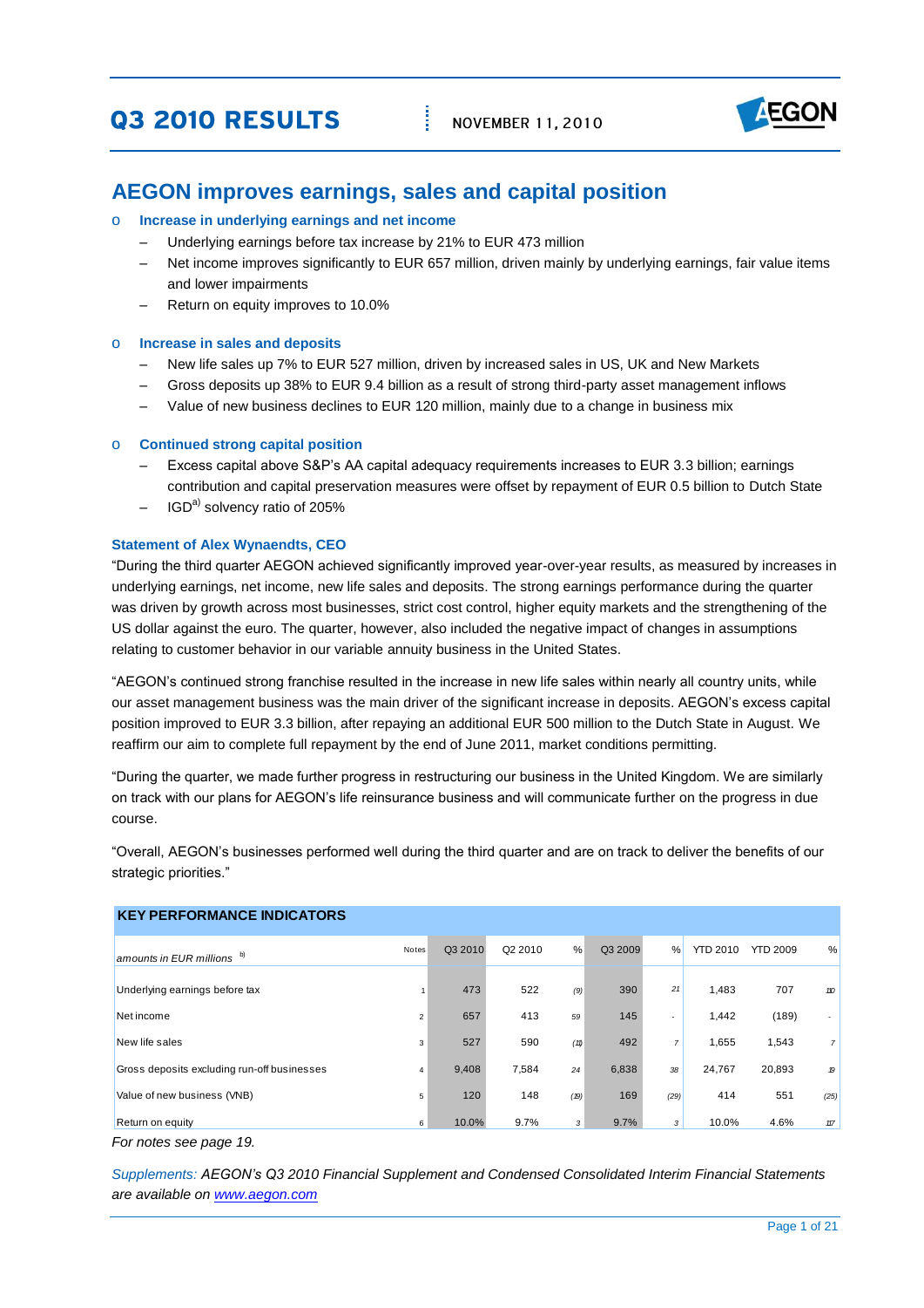# Q3 2010 RESULTS

NOVEMBER 11, 2010

## AEGON improves earnings, sales and capital position

- **Increase in underlying earnings and net income**
  - Underlying earnings before tax increase by 21% to EUR 473 million
  - Net income improves significantly to EUR 657 million, driven mainly by underlying earnings, fair value items and lower impairments
  - Return on equity improves to 10.0%

- **Increase in sales and deposits**
  - New life sales up 7% to EUR 527 million, driven by increased sales in US, UK and New Markets
  - Gross deposits up 38% to EUR 9.4 billion as a result of strong third-party asset management inflows
  - Value of new business declines to EUR 120 million, mainly due to a change in business mix

- **Continued strong capital position**
  - Excess capital above S&P's AA capital adequacy requirements increases to EUR 3.3 billion; earnings contribution and capital preservation measures were offset by repayment of EUR 0.5 billion to Dutch State
  - IGD[a)] solvency ratio of 205%

### Statement of Alex Wynaendts, CEO

"During the third quarter AEGON achieved significantly improved year-over-year results, as measured by increases in underlying earnings, net income, new life sales and deposits. The strong earnings performance during the quarter was driven by growth across most businesses, strict cost control, higher equity markets and the strengthening of the US dollar against the euro. The quarter, however, also included the negative impact of changes in assumptions relating to customer behavior in our variable annuity business in the United States.

"AEGON's continued strong franchise resulted in the increase in new life sales within nearly all country units, while our asset management business was the main driver of the significant increase in deposits. AEGON's excess capital position improved to EUR 3.3 billion, after repaying an additional EUR 500 million to the Dutch State in August. We reaffirm our aim to complete full repayment by the end of June 2011, market conditions permitting.

"During the quarter, we made further progress in restructuring our business in the United Kingdom. We are similarly on track with our plans for AEGON's life reinsurance business and will communicate further on the progress in due course.

"Overall, AEGON's businesses performed well during the third quarter and are on track to deliver the benefits of our strategic priorities."

**KEY PERFORMANCE INDICATORS**

| *amounts in EUR millions* [b)] | Notes | Q3 2010 | Q2 2010 | % | Q3 2009 | % | YTD 2010 | YTD 2009 | % |
|---|---|---|---|---|---|---|---|---|---|
| Underlying earnings before tax | 1 | 473 | 522 | (9) | 390 | 21 | 1,483 | 707 | 110 |
| Net income | 2 | 657 | 413 | 59 | 145 | - | 1,442 | (189) | - |
| New life sales | 3 | 527 | 590 | (11) | 492 | 7 | 1,655 | 1,543 | 7 |
| Gross deposits excluding run-off businesses | 4 | 9,408 | 7,584 | 24 | 6,838 | 38 | 24,767 | 20,893 | 19 |
| Value of new business (VNB) | 5 | 120 | 148 | (19) | 169 | (29) | 414 | 551 | (25) |
| Return on equity | 6 | 10.0% | 9.7% | 3 | 9.7% | 3 | 10.0% | 4.6% | 117 |

*For notes see page 19.*

*Supplements: AEGON's Q3 2010 Financial Supplement and Condensed Consolidated Interim Financial Statements are available on [www.aegon.com](www.aegon.com)*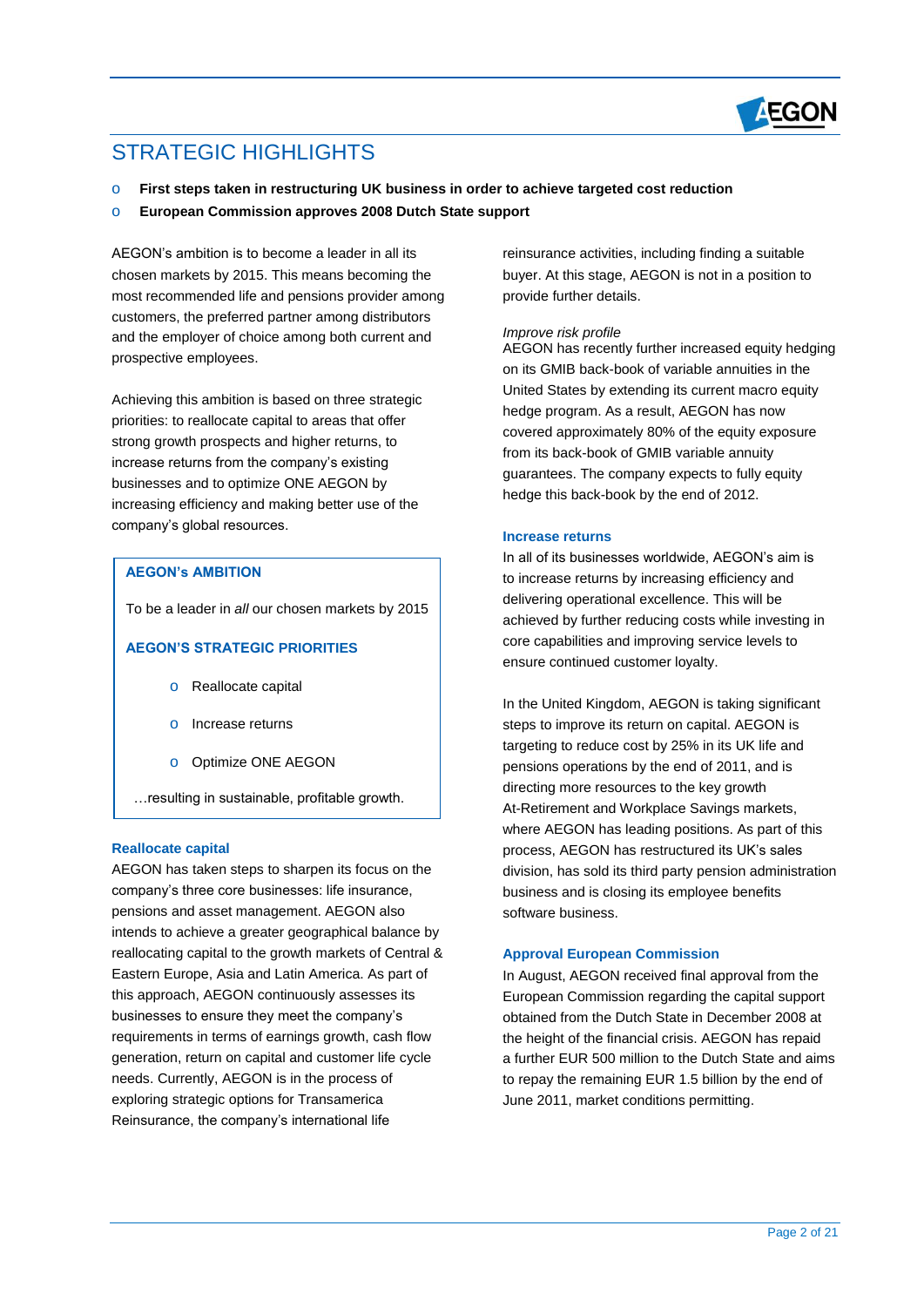## STRATEGIC HIGHLIGHTS

- **First steps taken in restructuring UK business in order to achieve targeted cost reduction**
- **European Commission approves 2008 Dutch State support**

AEGON's ambition is to become a leader in all its chosen markets by 2015. This means becoming the most recommended life and pensions provider among customers, the preferred partner among distributors and the employer of choice among both current and prospective employees.

Achieving this ambition is based on three strategic priorities: to reallocate capital to areas that offer strong growth prospects and higher returns, to increase returns from the company's existing businesses and to optimize ONE AEGON by increasing efficiency and making better use of the company's global resources.

> **AEGON's AMBITION**
>
> To be a leader in *all* our chosen markets by 2015
>
> **AEGON'S STRATEGIC PRIORITIES**
>
> - Reallocate capital
> - Increase returns
> - Optimize ONE AEGON
>
> …resulting in sustainable, profitable growth.

### Reallocate capital

AEGON has taken steps to sharpen its focus on the company's three core businesses: life insurance, pensions and asset management. AEGON also intends to achieve a greater geographical balance by reallocating capital to the growth markets of Central & Eastern Europe, Asia and Latin America. As part of this approach, AEGON continuously assesses its businesses to ensure they meet the company's requirements in terms of earnings growth, cash flow generation, return on capital and customer life cycle needs. Currently, AEGON is in the process of exploring strategic options for Transamerica Reinsurance, the company's international life reinsurance activities, including finding a suitable buyer. At this stage, AEGON is not in a position to provide further details.

*Improve risk profile*

AEGON has recently further increased equity hedging on its GMIB back-book of variable annuities in the United States by extending its current macro equity hedge program. As a result, AEGON has now covered approximately 80% of the equity exposure from its back-book of GMIB variable annuity guarantees. The company expects to fully equity hedge this back-book by the end of 2012.

### Increase returns

In all of its businesses worldwide, AEGON's aim is to increase returns by increasing efficiency and delivering operational excellence. This will be achieved by further reducing costs while investing in core capabilities and improving service levels to ensure continued customer loyalty.

In the United Kingdom, AEGON is taking significant steps to improve its return on capital. AEGON is targeting to reduce cost by 25% in its UK life and pensions operations by the end of 2011, and is directing more resources to the key growth At-Retirement and Workplace Savings markets, where AEGON has leading positions. As part of this process, AEGON has restructured its UK's sales division, has sold its third party pension administration business and is closing its employee benefits software business.

### Approval European Commission

In August, AEGON received final approval from the European Commission regarding the capital support obtained from the Dutch State in December 2008 at the height of the financial crisis. AEGON has repaid a further EUR 500 million to the Dutch State and aims to repay the remaining EUR 1.5 billion by the end of June 2011, market conditions permitting.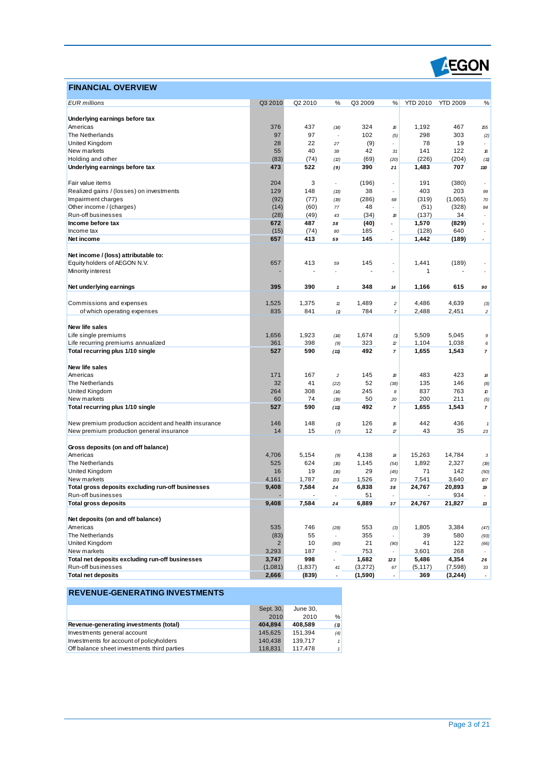## FINANCIAL OVERVIEW

| *EUR millions* | Q3 2010 | Q2 2010 | % | Q3 2009 | % | YTD 2010 | YTD 2009 | % |
|---|---|---|---|---|---|---|---|---|
| **Underlying earnings before tax** | | | | | | | | |
| Americas | 376 | 437 | (14) | 324 | 16 | 1,192 | 467 | 155 |
| The Netherlands | 97 | 97 | - | 102 | (5) | 298 | 303 | (2) |
| United Kingdom | 28 | 22 | 27 | (9) | - | 78 | 19 | - |
| New markets | 55 | 40 | 38 | 42 | 31 | 141 | 122 | 16 |
| Holding and other | (83) | (74) | (12) | (69) | (20) | (226) | (204) | (11) |
| **Underlying earnings before tax** | **473** | **522** | **(9)** | **390** | **21** | **1,483** | **707** | **110** |
| | | | | | | | | |
| Fair value items | 204 | 3 | - | (196) | - | 191 | (380) | - |
| Realized gains / (losses) on investments | 129 | 148 | (13) | 38 | - | 403 | 203 | 99 |
| Impairment charges | (92) | (77) | (19) | (286) | 68 | (319) | (1,065) | 70 |
| Other income / (charges) | (14) | (60) | 77 | 48 | - | (51) | (328) | 84 |
| Run-off businesses | (28) | (49) | 43 | (34) | 18 | (137) | 34 | - |
| **Income before tax** | **672** | **487** | **38** | **(40)** | **-** | **1,570** | **(829)** | **-** |
| Income tax | (15) | (74) | 80 | 185 | - | (128) | 640 | - |
| **Net income** | **657** | **413** | **59** | **145** | **-** | **1,442** | **(189)** | **-** |
| | | | | | | | | |
| **Net income / (loss) attributable to:** | | | | | | | | |
| Equity holders of AEGON N.V. | 657 | 413 | 59 | 145 | - | 1,441 | (189) | - |
| Minority interest | - | - | - | - | - | 1 | - | - |
| | | | | | | | | |
| **Net underlying earnings** | **395** | **390** | **1** | **348** | **14** | **1,166** | **615** | **90** |
| | | | | | | | | |
| Commissions and expenses | 1,525 | 1,375 | 11 | 1,489 | 2 | 4,486 | 4,639 | (3) |
| of which operating expenses | 835 | 841 | (1) | 784 | 7 | 2,488 | 2,451 | 2 |
| | | | | | | | | |
| **New life sales** | | | | | | | | |
| Life single premiums | 1,656 | 1,923 | (14) | 1,674 | (1) | 5,509 | 5,045 | 9 |
| Life recurring premiums annualized | 361 | 398 | (9) | 323 | 12 | 1,104 | 1,038 | 6 |
| **Total recurring plus 1/10 single** | **527** | **590** | **(11)** | **492** | **7** | **1,655** | **1,543** | **7** |
| | | | | | | | | |
| **New life sales** | | | | | | | | |
| Americas | 171 | 167 | 2 | 145 | 18 | 483 | 423 | 14 |
| The Netherlands | 32 | 41 | (22) | 52 | (38) | 135 | 146 | (8) |
| United Kingdom | 264 | 308 | (14) | 245 | 8 | 837 | 763 | 10 |
| New markets | 60 | 74 | (19) | 50 | 20 | 200 | 211 | (5) |
| **Total recurring plus 1/10 single** | **527** | **590** | **(11)** | **492** | **7** | **1,655** | **1,543** | **7** |
| | | | | | | | | |
| New premium production accident and health insurance | 146 | 148 | (1) | 126 | 16 | 442 | 436 | 1 |
| New premium production general insurance | 14 | 15 | (7) | 12 | 17 | 43 | 35 | 23 |
| | | | | | | | | |
| **Gross deposits (on and off balance)** | | | | | | | | |
| Americas | 4,706 | 5,154 | (9) | 4,138 | 14 | 15,263 | 14,784 | 3 |
| The Netherlands | 525 | 624 | (16) | 1,145 | (54) | 1,892 | 2,327 | (19) |
| United Kingdom | 16 | 19 | (16) | 29 | (45) | 71 | 142 | (50) |
| New markets | 4,161 | 1,787 | 133 | 1,526 | 173 | 7,541 | 3,640 | 107 |
| **Total gross deposits excluding run-off businesses** | **9,408** | **7,584** | **24** | **6,838** | **38** | **24,767** | **20,893** | **19** |
| Run-off businesses | - | - | - | 51 | - | - | 934 | - |
| **Total gross deposits** | **9,408** | **7,584** | **24** | **6,889** | **37** | **24,767** | **21,827** | **13** |
| | | | | | | | | |
| **Net deposits (on and off balance)** | | | | | | | | |
| Americas | 535 | 746 | (28) | 553 | (3) | 1,805 | 3,384 | (47) |
| The Netherlands | (83) | 55 | - | 355 | - | 39 | 580 | (93) |
| United Kingdom | 2 | 10 | (80) | 21 | (90) | 41 | 122 | (66) |
| New markets | 3,293 | 187 | - | 753 | - | 3,601 | 268 | - |
| **Total net deposits excluding run-off businesses** | **3,747** | **998** | **-** | **1,682** | **123** | **5,486** | **4,354** | **26** |
| Run-off businesses | (1,081) | (1,837) | 41 | (3,272) | 67 | (5,117) | (7,598) | 33 |
| **Total net deposits** | **2,666** | **(839)** | **-** | **(1,590)** | **-** | **369** | **(3,244)** | **-** |

## REVENUE-GENERATING INVESTMENTS

| | Sept. 30, 2010 | June 30, 2010 | % |
|---|---|---|---|
| **Revenue-generating investments (total)** | **404,894** | **408,589** | **(1)** |
| Investments general account | 145,625 | 151,394 | (4) |
| Investments for account of policyholders | 140,438 | 139,717 | 1 |
| Off balance sheet investments third parties | 118,831 | 117,478 | 1 |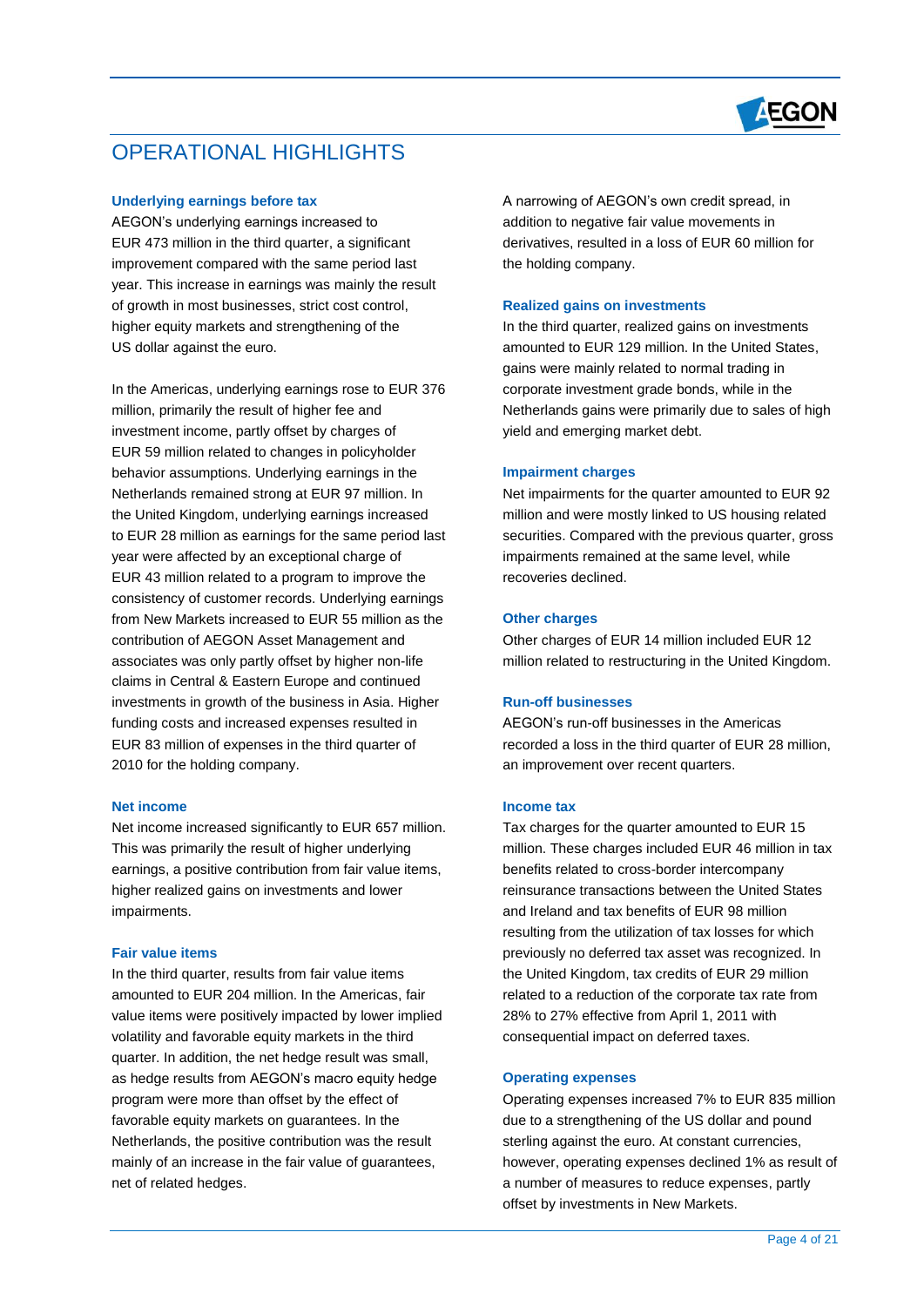# OPERATIONAL HIGHLIGHTS

### Underlying earnings before tax

AEGON's underlying earnings increased to EUR 473 million in the third quarter, a significant improvement compared with the same period last year. This increase in earnings was mainly the result of growth in most businesses, strict cost control, higher equity markets and strengthening of the US dollar against the euro.

In the Americas, underlying earnings rose to EUR 376 million, primarily the result of higher fee and investment income, partly offset by charges of EUR 59 million related to changes in policyholder behavior assumptions. Underlying earnings in the Netherlands remained strong at EUR 97 million. In the United Kingdom, underlying earnings increased to EUR 28 million as earnings for the same period last year were affected by an exceptional charge of EUR 43 million related to a program to improve the consistency of customer records. Underlying earnings from New Markets increased to EUR 55 million as the contribution of AEGON Asset Management and associates was only partly offset by higher non-life claims in Central & Eastern Europe and continued investments in growth of the business in Asia. Higher funding costs and increased expenses resulted in EUR 83 million of expenses in the third quarter of 2010 for the holding company.

### Net income

Net income increased significantly to EUR 657 million. This was primarily the result of higher underlying earnings, a positive contribution from fair value items, higher realized gains on investments and lower impairments.

### Fair value items

In the third quarter, results from fair value items amounted to EUR 204 million. In the Americas, fair value items were positively impacted by lower implied volatility and favorable equity markets in the third quarter. In addition, the net hedge result was small, as hedge results from AEGON's macro equity hedge program were more than offset by the effect of favorable equity markets on guarantees. In the Netherlands, the positive contribution was the result mainly of an increase in the fair value of guarantees, net of related hedges.

A narrowing of AEGON's own credit spread, in addition to negative fair value movements in derivatives, resulted in a loss of EUR 60 million for the holding company.

### Realized gains on investments

In the third quarter, realized gains on investments amounted to EUR 129 million. In the United States, gains were mainly related to normal trading in corporate investment grade bonds, while in the Netherlands gains were primarily due to sales of high yield and emerging market debt.

### Impairment charges

Net impairments for the quarter amounted to EUR 92 million and were mostly linked to US housing related securities. Compared with the previous quarter, gross impairments remained at the same level, while recoveries declined.

### Other charges

Other charges of EUR 14 million included EUR 12 million related to restructuring in the United Kingdom.

### Run-off businesses

AEGON's run-off businesses in the Americas recorded a loss in the third quarter of EUR 28 million, an improvement over recent quarters.

### Income tax

Tax charges for the quarter amounted to EUR 15 million. These charges included EUR 46 million in tax benefits related to cross-border intercompany reinsurance transactions between the United States and Ireland and tax benefits of EUR 98 million resulting from the utilization of tax losses for which previously no deferred tax asset was recognized. In the United Kingdom, tax credits of EUR 29 million related to a reduction of the corporate tax rate from 28% to 27% effective from April 1, 2011 with consequential impact on deferred taxes.

### Operating expenses

Operating expenses increased 7% to EUR 835 million due to a strengthening of the US dollar and pound sterling against the euro. At constant currencies, however, operating expenses declined 1% as result of a number of measures to reduce expenses, partly offset by investments in New Markets.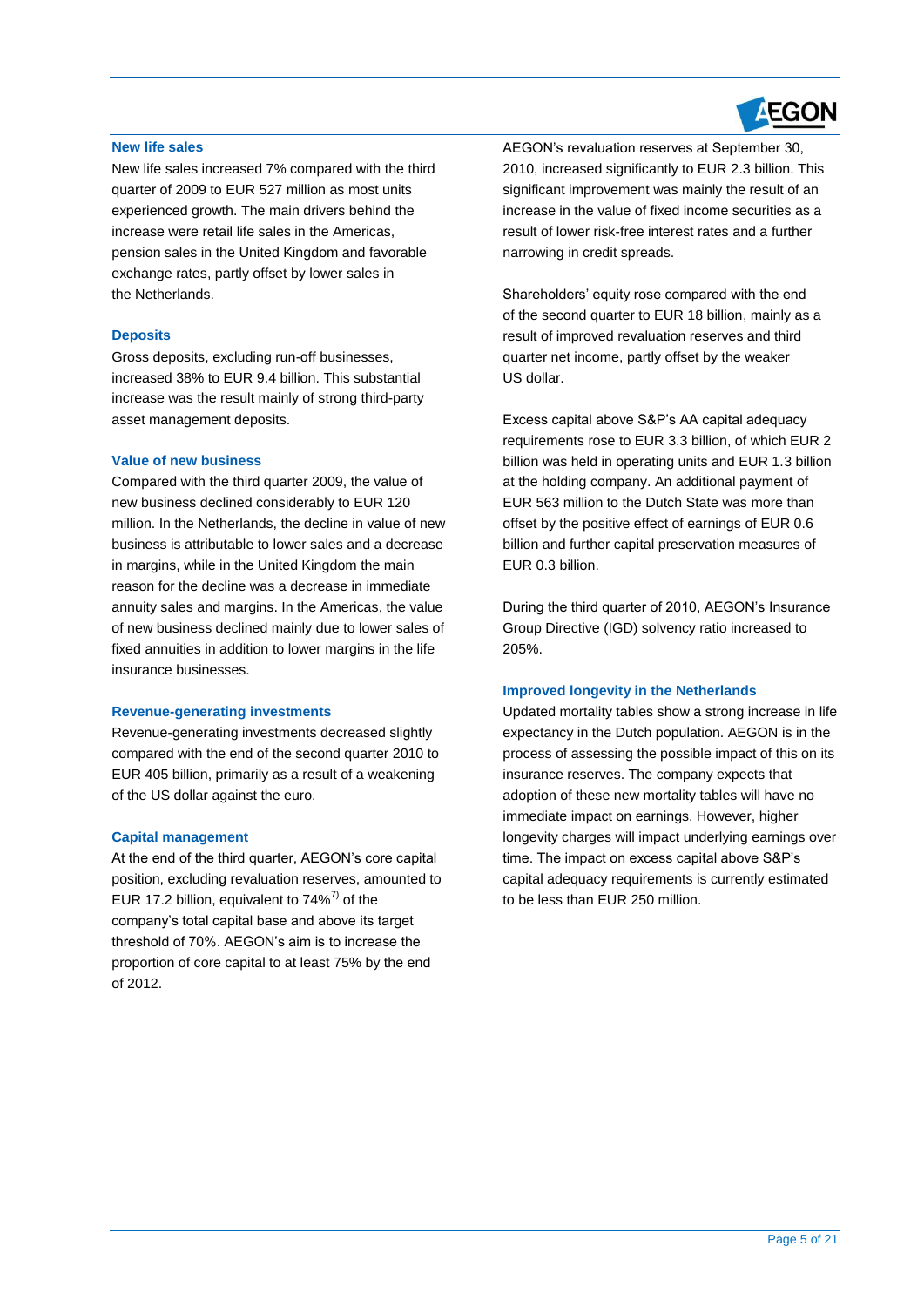### New life sales

New life sales increased 7% compared with the third quarter of 2009 to EUR 527 million as most units experienced growth. The main drivers behind the increase were retail life sales in the Americas, pension sales in the United Kingdom and favorable exchange rates, partly offset by lower sales in the Netherlands.

### Deposits

Gross deposits, excluding run-off businesses, increased 38% to EUR 9.4 billion. This substantial increase was the result mainly of strong third-party asset management deposits.

### Value of new business

Compared with the third quarter 2009, the value of new business declined considerably to EUR 120 million. In the Netherlands, the decline in value of new business is attributable to lower sales and a decrease in margins, while in the United Kingdom the main reason for the decline was a decrease in immediate annuity sales and margins. In the Americas, the value of new business declined mainly due to lower sales of fixed annuities in addition to lower margins in the life insurance businesses.

### Revenue-generating investments

Revenue-generating investments decreased slightly compared with the end of the second quarter 2010 to EUR 405 billion, primarily as a result of a weakening of the US dollar against the euro.

### Capital management

At the end of the third quarter, AEGON's core capital position, excluding revaluation reserves, amounted to EUR 17.2 billion, equivalent to 74%[7] of the company's total capital base and above its target threshold of 70%. AEGON's aim is to increase the proportion of core capital to at least 75% by the end of 2012.

AEGON's revaluation reserves at September 30, 2010, increased significantly to EUR 2.3 billion. This significant improvement was mainly the result of an increase in the value of fixed income securities as a result of lower risk-free interest rates and a further narrowing in credit spreads.

Shareholders' equity rose compared with the end of the second quarter to EUR 18 billion, mainly as a result of improved revaluation reserves and third quarter net income, partly offset by the weaker US dollar.

Excess capital above S&P's AA capital adequacy requirements rose to EUR 3.3 billion, of which EUR 2 billion was held in operating units and EUR 1.3 billion at the holding company. An additional payment of EUR 563 million to the Dutch State was more than offset by the positive effect of earnings of EUR 0.6 billion and further capital preservation measures of EUR 0.3 billion.

During the third quarter of 2010, AEGON's Insurance Group Directive (IGD) solvency ratio increased to 205%.

### Improved longevity in the Netherlands

Updated mortality tables show a strong increase in life expectancy in the Dutch population. AEGON is in the process of assessing the possible impact of this on its insurance reserves. The company expects that adoption of these new mortality tables will have no immediate impact on earnings. However, higher longevity charges will impact underlying earnings over time. The impact on excess capital above S&P's capital adequacy requirements is currently estimated to be less than EUR 250 million.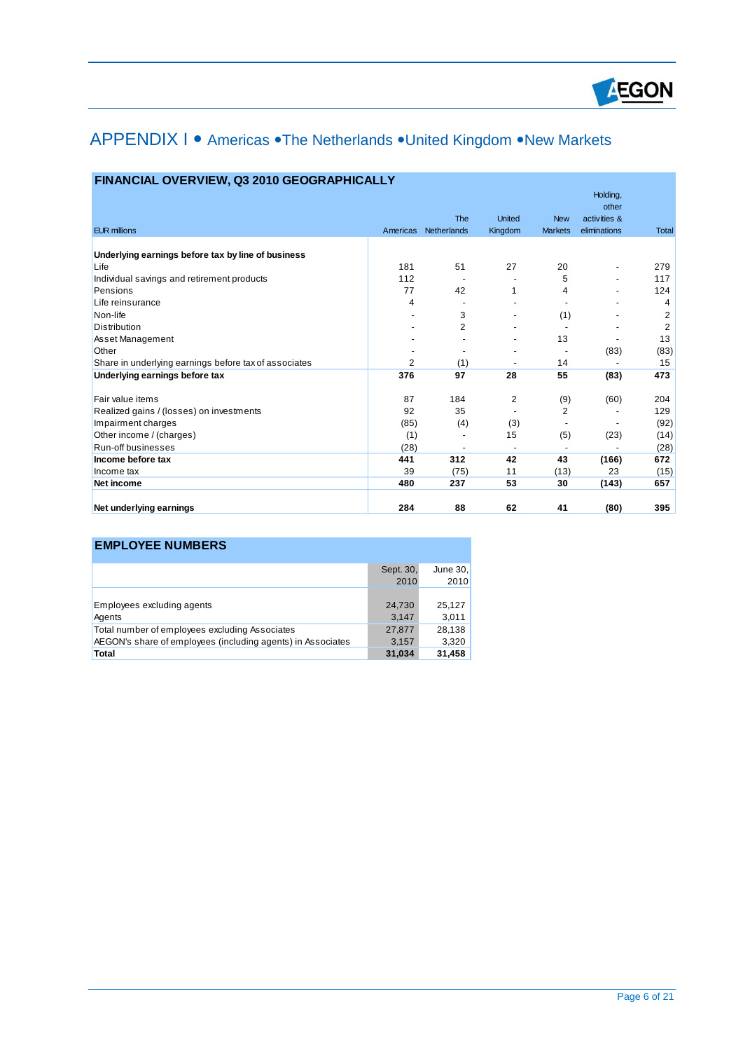# APPENDIX I • Americas • The Netherlands • United Kingdom • New Markets

## FINANCIAL OVERVIEW, Q3 2010 GEOGRAPHICALLY

| EUR millions | Americas | The Netherlands | United Kingdom | New Markets | Holding, other activities & eliminations | Total |
|---|---|---|---|---|---|---|
| **Underlying earnings before tax by line of business** | | | | | | |
| Life | 181 | 51 | 27 | 20 | - | 279 |
| Individual savings and retirement products | 112 | - | - | 5 | - | 117 |
| Pensions | 77 | 42 | 1 | 4 | - | 124 |
| Life reinsurance | 4 | - | - | - | - | 4 |
| Non-life | - | 3 | - | (1) | - | 2 |
| Distribution | - | 2 | - | - | - | 2 |
| Asset Management | - | - | - | 13 | - | 13 |
| Other | - | - | - | - | (83) | (83) |
| Share in underlying earnings before tax of associates | 2 | (1) | - | 14 | - | 15 |
| **Underlying earnings before tax** | **376** | **97** | **28** | **55** | **(83)** | **473** |
| | | | | | | |
| Fair value items | 87 | 184 | 2 | (9) | (60) | 204 |
| Realized gains / (losses) on investments | 92 | 35 | - | 2 | - | 129 |
| Impairment charges | (85) | (4) | (3) | - | - | (92) |
| Other income / (charges) | (1) | - | 15 | (5) | (23) | (14) |
| Run-off businesses | (28) | - | - | - | - | (28) |
| **Income before tax** | **441** | **312** | **42** | **43** | **(166)** | **672** |
| Income tax | 39 | (75) | 11 | (13) | 23 | (15) |
| **Net income** | **480** | **237** | **53** | **30** | **(143)** | **657** |
| | | | | | | |
| **Net underlying earnings** | **284** | **88** | **62** | **41** | **(80)** | **395** |

## EMPLOYEE NUMBERS

| | Sept. 30, 2010 | June 30, 2010 |
|---|---|---|
| Employees excluding agents | 24,730 | 25,127 |
| Agents | 3,147 | 3,011 |
| Total number of employees excluding Associates | 27,877 | 28,138 |
| AEGON's share of employees (including agents) in Associates | 3,157 | 3,320 |
| **Total** | **31,034** | **31,458** |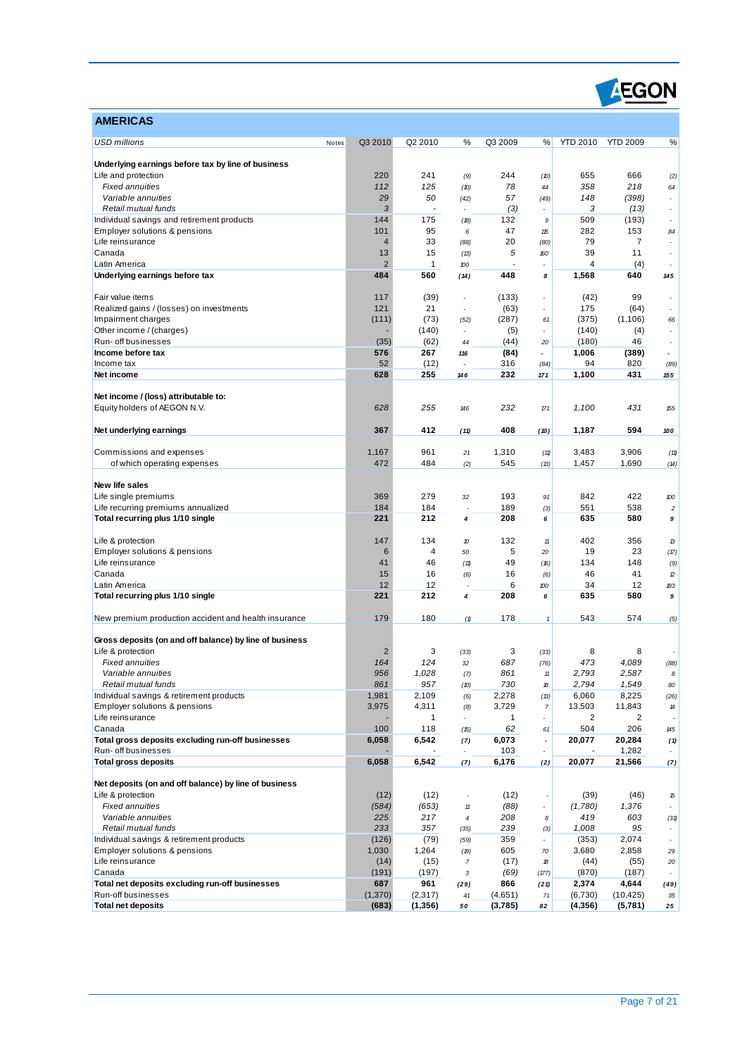## AMERICAS

| *USD millions* | Notes | Q3 2010 | Q2 2010 | % | Q3 2009 | % | YTD 2010 | YTD 2009 | % |
|---|---|---|---|---|---|---|---|---|---|
| **Underlying earnings before tax by line of business** | | | | | | | | | |
| Life and protection | | 220 | 241 | *(9)* | 244 | *(10)* | 655 | 666 | *(2)* |
| *Fixed annuities* | | *112* | *125* | *(10)* | *78* | *44* | *358* | *218* | *64* |
| *Variable annuities* | | *29* | *50* | *(42)* | *57* | *(49)* | *148* | *(398)* | *-* |
| *Retail mutual funds* | | *3* | *-* | *-* | *(3)* | *-* | *3* | *(13)* | *-* |
| Individual savings and retirement products | | 144 | 175 | *(18)* | 132 | *9* | 509 | (193) | *-* |
| Employer solutions & pensions | | 101 | 95 | *6* | 47 | *115* | 282 | 153 | *84* |
| Life reinsurance | | 4 | 33 | *(88)* | 20 | *(80)* | 79 | 7 | *-* |
| Canada | | 13 | 15 | *(13)* | 5 | *160* | 39 | 11 | *-* |
| Latin America | | 2 | 1 | *100* | - | *-* | 4 | (4) | *-* |
| **Underlying earnings before tax** | | **484** | **560** | ***(14)*** | **448** | ***8*** | **1,568** | **640** | ***145*** |
| | | | | | | | | | |
| Fair value items | | 117 | (39) | *-* | (133) | *-* | (42) | 99 | *-* |
| Realized gains / (losses) on investments | | 121 | 21 | *-* | (63) | *-* | 175 | (64) | *-* |
| Impairment charges | | (111) | (73) | *(52)* | (287) | *61* | (375) | (1,106) | *66* |
| Other income / (charges) | | - | (140) | *-* | (5) | *-* | (140) | (4) | *-* |
| Run- off businesses | | (35) | (62) | *44* | (44) | *20* | (180) | 46 | *-* |
| **Income before tax** | | **576** | **267** | ***116*** | **(84)** | ***-*** | **1,006** | **(389)** | ***-*** |
| Income tax | | 52 | (12) | *-* | 316 | *(84)* | 94 | 820 | *(89)* |
| **Net income** | | **628** | **255** | ***146*** | **232** | ***171*** | **1,100** | **431** | ***155*** |
| | | | | | | | | | |
| **Net income / (loss) attributable to:** | | | | | | | | | |
| Equity holders of AEGON N.V. | | *628* | *255* | *146* | *232* | *171* | *1,100* | *431* | *155* |
| | | | | | | | | | |
| **Net underlying earnings** | | **367** | **412** | ***(11)*** | **408** | ***(10)*** | **1,187** | **594** | ***100*** |
| | | | | | | | | | |
| Commissions and expenses | | 1,167 | 961 | *21* | 1,310 | *(11)* | 3,483 | 3,906 | *(11)* |
| of which operating expenses | | 472 | 484 | *(2)* | 545 | *(13)* | 1,457 | 1,690 | *(14)* |
| | | | | | | | | | |
| **New life sales** | | | | | | | | | |
| Life single premiums | | 369 | 279 | *32* | 193 | *91* | 842 | 422 | *100* |
| Life recurring premiums annualized | | 184 | 184 | *-* | 189 | *(3)* | 551 | 538 | *2* |
| **Total recurring plus 1/10 single** | | **221** | **212** | ***4*** | **208** | ***6*** | **635** | **580** | ***9*** |
| | | | | | | | | | |
| Life & protection | | 147 | 134 | *10* | 132 | *11* | 402 | 356 | *13* |
| Employer solutions & pensions | | 6 | 4 | *50* | 5 | *20* | 19 | 23 | *(17)* |
| Life reinsurance | | 41 | 46 | *(11)* | 49 | *(16)* | 134 | 148 | *(9)* |
| Canada | | 15 | 16 | *(6)* | 16 | *(6)* | 46 | 41 | *12* |
| Latin America | | 12 | 12 | *-* | 6 | *100* | 34 | 12 | *183* |
| **Total recurring plus 1/10 single** | | **221** | **212** | ***4*** | **208** | ***6*** | **635** | **580** | ***9*** |
| | | | | | | | | | |
| New premium production accident and health insurance | | 179 | 180 | *(1)* | 178 | *1* | 543 | 574 | *(5)* |
| | | | | | | | | | |
| **Gross deposits (on and off balance) by line of business** | | | | | | | | | |
| Life & protection | | 2 | 3 | *(33)* | 3 | *(33)* | 8 | 8 | *-* |
| *Fixed annuities* | | *164* | *124* | *32* | *687* | *(76)* | *473* | *4,089* | *(88)* |
| *Variable annuities* | | *956* | *1,028* | *(7)* | *861* | *11* | *2,793* | *2,587* | *8* |
| *Retail mutual funds* | | *861* | *957* | *(10)* | *730* | *18* | *2,794* | *1,549* | *80* |
| Individual savings & retirement products | | 1,981 | 2,109 | *(6)* | 2,278 | *(13)* | 6,060 | 8,225 | *(26)* |
| Employer solutions & pensions | | 3,975 | 4,311 | *(8)* | 3,729 | *7* | 13,503 | 11,843 | *14* |
| Life reinsurance | | - | 1 | *-* | 1 | *-* | 2 | 2 | *-* |
| Canada | | 100 | 118 | *(15)* | 62 | *61* | 504 | 206 | *145* |
| **Total gross deposits excluding run-off businesses** | | **6,058** | **6,542** | ***(7)*** | **6,073** | ***-*** | **20,077** | **20,284** | ***(1)*** |
| Run- off businesses | | - | - | *-* | 103 | *-* | - | 1,282 | *-* |
| **Total gross deposits** | | **6,058** | **6,542** | ***(7)*** | **6,176** | ***(2)*** | **20,077** | **21,566** | ***(7)*** |
| | | | | | | | | | |
| **Net deposits (on and off balance) by line of business** | | | | | | | | | |
| Life & protection | | (12) | (12) | *-* | (12) | *-* | (39) | (46) | *15* |
| *Fixed annuities* | | *(584)* | *(653)* | *11* | *(88)* | *-* | *(1,780)* | *1,376* | *-* |
| *Variable annuities* | | *225* | *217* | *4* | *208* | *8* | *419* | *603* | *(31)* |
| *Retail mutual funds* | | *233* | *357* | *(35)* | *239* | *(3)* | *1,008* | *95* | *-* |
| Individual savings & retirement products | | (126) | (79) | *(59)* | 359 | *-* | (353) | 2,074 | *-* |
| Employer solutions & pensions | | 1,030 | 1,264 | *(19)* | 605 | *70* | 3,680 | 2,858 | *29* |
| Life reinsurance | | (14) | (15) | *7* | (17) | *18* | (44) | (55) | *20* |
| Canada | | (191) | (197) | *3* | (69) | *(177)* | (870) | (187) | *-* |
| **Total net deposits excluding run-off businesses** | | **687** | **961** | ***(29)*** | **866** | ***(21)*** | **2,374** | **4,644** | ***(49)*** |
| Run-off businesses | | (1,370) | (2,317) | *41* | (4,651) | *71* | (6,730) | (10,425) | *35* |
| **Total net deposits** | | **(683)** | **(1,356)** | ***50*** | **(3,785)** | ***82*** | **(4,356)** | **(5,781)** | ***25*** |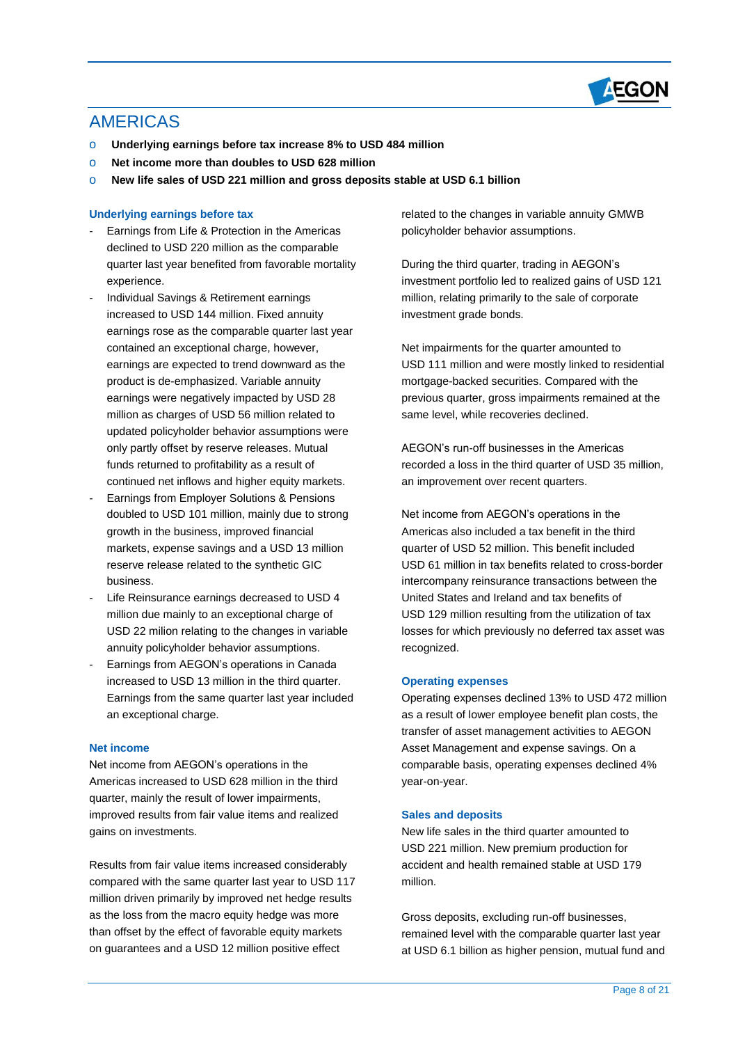# AMERICAS

- **Underlying earnings before tax increase 8% to USD 484 million**
- **Net income more than doubles to USD 628 million**
- **New life sales of USD 221 million and gross deposits stable at USD 6.1 billion**

### Underlying earnings before tax

- Earnings from Life & Protection in the Americas declined to USD 220 million as the comparable quarter last year benefited from favorable mortality experience.
- Individual Savings & Retirement earnings increased to USD 144 million. Fixed annuity earnings rose as the comparable quarter last year contained an exceptional charge, however, earnings are expected to trend downward as the product is de-emphasized. Variable annuity earnings were negatively impacted by USD 28 million as charges of USD 56 million related to updated policyholder behavior assumptions were only partly offset by reserve releases. Mutual funds returned to profitability as a result of continued net inflows and higher equity markets.
- Earnings from Employer Solutions & Pensions doubled to USD 101 million, mainly due to strong growth in the business, improved financial markets, expense savings and a USD 13 million reserve release related to the synthetic GIC business.
- Life Reinsurance earnings decreased to USD 4 million due mainly to an exceptional charge of USD 22 milion relating to the changes in variable annuity policyholder behavior assumptions.
- Earnings from AEGON's operations in Canada increased to USD 13 million in the third quarter. Earnings from the same quarter last year included an exceptional charge.

### Net income

Net income from AEGON's operations in the Americas increased to USD 628 million in the third quarter, mainly the result of lower impairments, improved results from fair value items and realized gains on investments.

Results from fair value items increased considerably compared with the same quarter last year to USD 117 million driven primarily by improved net hedge results as the loss from the macro equity hedge was more than offset by the effect of favorable equity markets on guarantees and a USD 12 million positive effect related to the changes in variable annuity GMWB policyholder behavior assumptions.

During the third quarter, trading in AEGON's investment portfolio led to realized gains of USD 121 million, relating primarily to the sale of corporate investment grade bonds.

Net impairments for the quarter amounted to USD 111 million and were mostly linked to residential mortgage-backed securities. Compared with the previous quarter, gross impairments remained at the same level, while recoveries declined.

AEGON's run-off businesses in the Americas recorded a loss in the third quarter of USD 35 million, an improvement over recent quarters.

Net income from AEGON's operations in the Americas also included a tax benefit in the third quarter of USD 52 million. This benefit included USD 61 million in tax benefits related to cross-border intercompany reinsurance transactions between the United States and Ireland and tax benefits of USD 129 million resulting from the utilization of tax losses for which previously no deferred tax asset was recognized.

### Operating expenses

Operating expenses declined 13% to USD 472 million as a result of lower employee benefit plan costs, the transfer of asset management activities to AEGON Asset Management and expense savings. On a comparable basis, operating expenses declined 4% year-on-year.

### Sales and deposits

New life sales in the third quarter amounted to USD 221 million. New premium production for accident and health remained stable at USD 179 million.

Gross deposits, excluding run-off businesses, remained level with the comparable quarter last year at USD 6.1 billion as higher pension, mutual fund and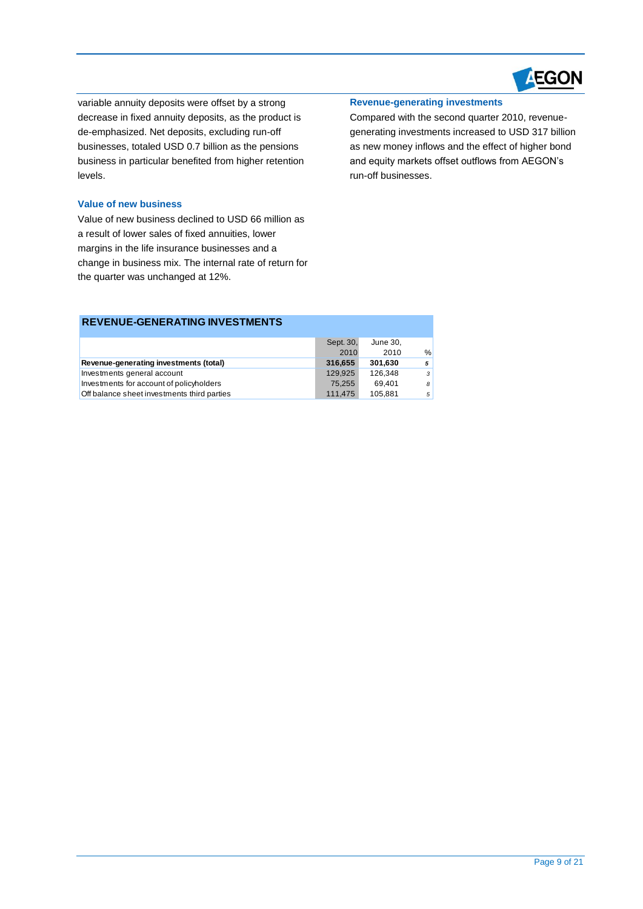variable annuity deposits were offset by a strong decrease in fixed annuity deposits, as the product is de-emphasized. Net deposits, excluding run-off businesses, totaled USD 0.7 billion as the pensions business in particular benefited from higher retention levels.

### Value of new business

Value of new business declined to USD 66 million as a result of lower sales of fixed annuities, lower margins in the life insurance businesses and a change in business mix. The internal rate of return for the quarter was unchanged at 12%.

### Revenue-generating investments

Compared with the second quarter 2010, revenue-generating investments increased to USD 317 billion as new money inflows and the effect of higher bond and equity markets offset outflows from AEGON's run-off businesses.

## REVENUE-GENERATING INVESTMENTS

| | Sept. 30, 2010 | June 30, 2010 | % |
|---|---|---|---|
| **Revenue-generating investments (total)** | **316,655** | **301,630** | ***5*** |
| Investments general account | 129,925 | 126,348 | *3* |
| Investments for account of policyholders | 75,255 | 69,401 | *8* |
| Off balance sheet investments third parties | 111,475 | 105,881 | *5* |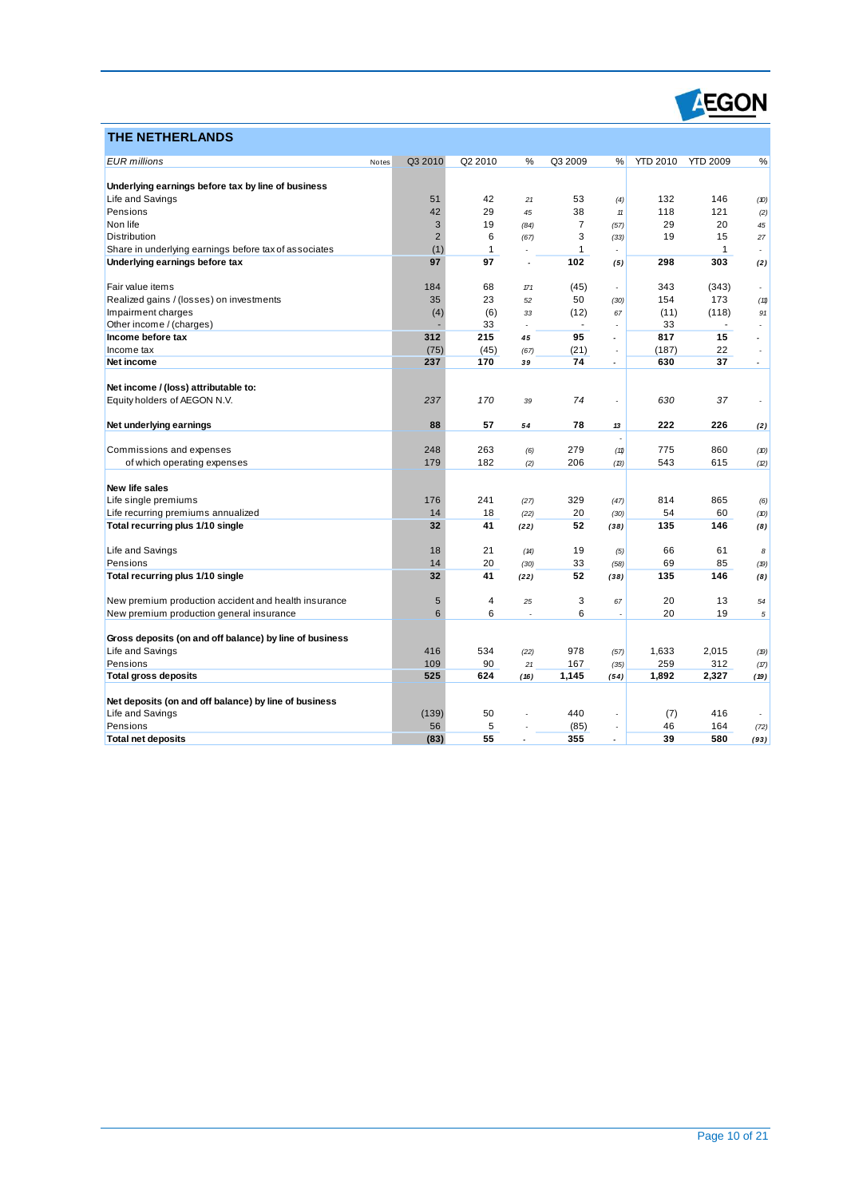## THE NETHERLANDS

| *EUR millions* | Notes | Q3 2010 | Q2 2010 | % | Q3 2009 | % | YTD 2010 | YTD 2009 | % |
|---|---|---|---|---|---|---|---|---|---|
| **Underlying earnings before tax by line of business** | | | | | | | | | |
| Life and Savings | | 51 | 42 | 21 | 53 | (4) | 132 | 146 | (10) |
| Pensions | | 42 | 29 | 45 | 38 | 11 | 118 | 121 | (2) |
| Non life | | 3 | 19 | (84) | 7 | (57) | 29 | 20 | 45 |
| Distribution | | 2 | 6 | (67) | 3 | (33) | 19 | 15 | 27 |
| Share in underlying earnings before tax of associates | | (1) | 1 | - | 1 | - | | 1 | - |
| **Underlying earnings before tax** | | **97** | **97** | - | **102** | **(5)** | **298** | **303** | **(2)** |
| | | | | | | | | | |
| Fair value items | | 184 | 68 | 171 | (45) | - | 343 | (343) | - |
| Realized gains / (losses) on investments | | 35 | 23 | 52 | 50 | (30) | 154 | 173 | (11) |
| Impairment charges | | (4) | (6) | 33 | (12) | 67 | (11) | (118) | 91 |
| Other income / (charges) | | - | 33 | - | - | - | 33 | - | - |
| **Income before tax** | | **312** | **215** | **45** | **95** | - | **817** | **15** | - |
| Income tax | | (75) | (45) | (67) | (21) | - | (187) | 22 | - |
| **Net income** | | **237** | **170** | **39** | **74** | - | **630** | **37** | - |
| | | | | | | | | | |
| **Net income / (loss) attributable to:** | | | | | | | | | |
| Equity holders of AEGON N.V. | | *237* | *170* | 39 | *74* | - | *630* | *37* | - |
| | | | | | | | | | |
| **Net underlying earnings** | | **88** | **57** | **54** | **78** | **13** | **222** | **226** | **(2)** |
| | | | | | | | | | |
| Commissions and expenses | | 248 | 263 | (6) | 279 | (11) | 775 | 860 | (10) |
| of which operating expenses | | 179 | 182 | (2) | 206 | (13) | 543 | 615 | (12) |
| | | | | | | | | | |
| **New life sales** | | | | | | | | | |
| Life single premiums | | 176 | 241 | (27) | 329 | (47) | 814 | 865 | (6) |
| Life recurring premiums annualized | | 14 | 18 | (22) | 20 | (30) | 54 | 60 | (10) |
| **Total recurring plus 1/10 single** | | **32** | **41** | **(22)** | **52** | **(38)** | **135** | **146** | **(8)** |
| | | | | | | | | | |
| Life and Savings | | 18 | 21 | (14) | 19 | (5) | 66 | 61 | 8 |
| Pensions | | 14 | 20 | (30) | 33 | (58) | 69 | 85 | (19) |
| **Total recurring plus 1/10 single** | | **32** | **41** | **(22)** | **52** | **(38)** | **135** | **146** | **(8)** |
| | | | | | | | | | |
| New premium production accident and health insurance | | 5 | 4 | 25 | 3 | 67 | 20 | 13 | 54 |
| New premium production general insurance | | 6 | 6 | - | 6 | - | 20 | 19 | 5 |
| | | | | | | | | | |
| **Gross deposits (on and off balance) by line of business** | | | | | | | | | |
| Life and Savings | | 416 | 534 | (22) | 978 | (57) | 1,633 | 2,015 | (19) |
| Pensions | | 109 | 90 | 21 | 167 | (35) | 259 | 312 | (17) |
| **Total gross deposits** | | **525** | **624** | **(16)** | **1,145** | **(54)** | **1,892** | **2,327** | **(19)** |
| | | | | | | | | | |
| **Net deposits (on and off balance) by line of business** | | | | | | | | | |
| Life and Savings | | (139) | 50 | - | 440 | - | (7) | 416 | - |
| Pensions | | 56 | 5 | - | (85) | - | 46 | 164 | (72) |
| **Total net deposits** | | **(83)** | **55** | - | **355** | - | **39** | **580** | **(93)** |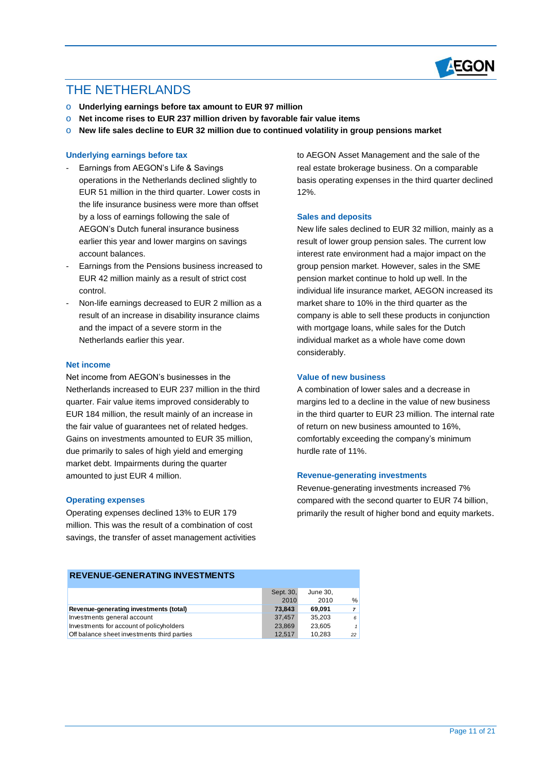# THE NETHERLANDS

- **Underlying earnings before tax amount to EUR 97 million**
- **Net income rises to EUR 237 million driven by favorable fair value items**
- **New life sales decline to EUR 32 million due to continued volatility in group pensions market**

## Underlying earnings before tax

- Earnings from AEGON's Life & Savings operations in the Netherlands declined slightly to EUR 51 million in the third quarter. Lower costs in the life insurance business were more than offset by a loss of earnings following the sale of AEGON's Dutch funeral insurance business earlier this year and lower margins on savings account balances.
- Earnings from the Pensions business increased to EUR 42 million mainly as a result of strict cost control.
- Non-life earnings decreased to EUR 2 million as a result of an increase in disability insurance claims and the impact of a severe storm in the Netherlands earlier this year.

## Net income

Net income from AEGON's businesses in the Netherlands increased to EUR 237 million in the third quarter. Fair value items improved considerably to EUR 184 million, the result mainly of an increase in the fair value of guarantees net of related hedges. Gains on investments amounted to EUR 35 million, due primarily to sales of high yield and emerging market debt. Impairments during the quarter amounted to just EUR 4 million.

## Operating expenses

Operating expenses declined 13% to EUR 179 million. This was the result of a combination of cost savings, the transfer of asset management activities to AEGON Asset Management and the sale of the real estate brokerage business. On a comparable basis operating expenses in the third quarter declined 12%.

## Sales and deposits

New life sales declined to EUR 32 million, mainly as a result of lower group pension sales. The current low interest rate environment had a major impact on the group pension market. However, sales in the SME pension market continue to hold up well. In the individual life insurance market, AEGON increased its market share to 10% in the third quarter as the company is able to sell these products in conjunction with mortgage loans, while sales for the Dutch individual market as a whole have come down considerably.

## Value of new business

A combination of lower sales and a decrease in margins led to a decline in the value of new business in the third quarter to EUR 23 million. The internal rate of return on new business amounted to 16%, comfortably exceeding the company's minimum hurdle rate of 11%.

## Revenue-generating investments

Revenue-generating investments increased 7% compared with the second quarter to EUR 74 billion, primarily the result of higher bond and equity markets.

**REVENUE-GENERATING INVESTMENTS**

| | Sept. 30, 2010 | June 30, 2010 | % |
|---|---|---|---|
| **Revenue-generating investments (total)** | **73,843** | **69,091** | **7** |
| Investments general account | 37,457 | 35,203 | 6 |
| Investments for account of policyholders | 23,869 | 23,605 | 1 |
| Off balance sheet investments third parties | 12,517 | 10,283 | 22 |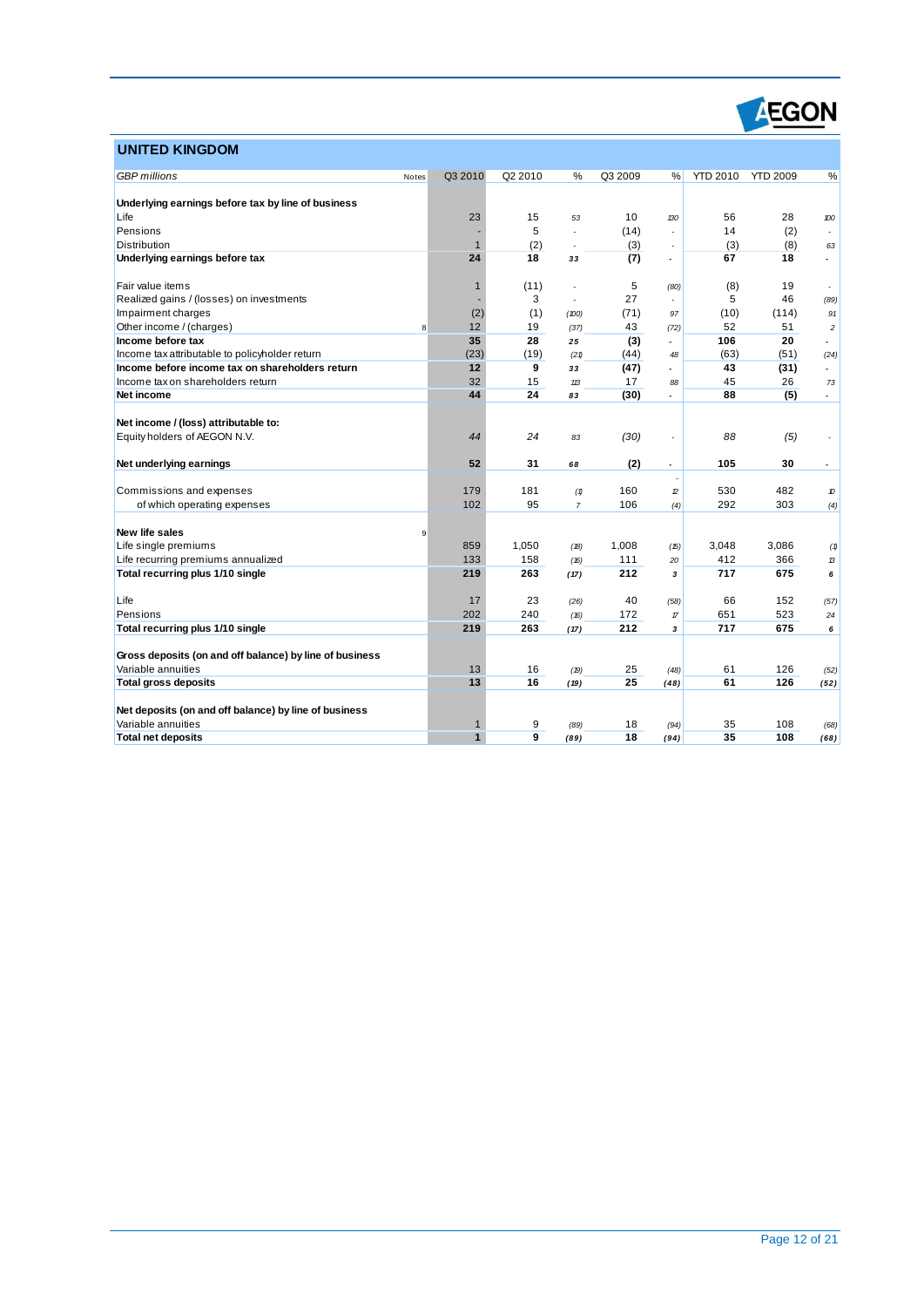## UNITED KINGDOM

| *GBP millions* | Notes | Q3 2010 | Q2 2010 | % | Q3 2009 | % | YTD 2010 | YTD 2009 | % |
|---|---|---|---|---|---|---|---|---|---|
| **Underlying earnings before tax by line of business** | | | | | | | | | |
| Life | | 23 | 15 | 53 | 10 | 130 | 56 | 28 | 100 |
| Pensions | | - | 5 | - | (14) | - | 14 | (2) | - |
| Distribution | | 1 | (2) | - | (3) | - | (3) | (8) | 63 |
| **Underlying earnings before tax** | | **24** | **18** | **33** | **(7)** | **-** | **67** | **18** | **-** |
| | | | | | | | | | |
| Fair value items | | 1 | (11) | - | 5 | (80) | (8) | 19 | - |
| Realized gains / (losses) on investments | | - | 3 | - | 27 | - | 5 | 46 | (89) |
| Impairment charges | | (2) | (1) | (100) | (71) | 97 | (10) | (114) | 91 |
| Other income / (charges) | 8 | 12 | 19 | (37) | 43 | (72) | 52 | 51 | 2 |
| **Income before tax** | | **35** | **28** | **25** | **(3)** | **-** | **106** | **20** | **-** |
| Income tax attributable to policyholder return | | (23) | (19) | (21) | (44) | 48 | (63) | (51) | (24) |
| **Income before income tax on shareholders return** | | **12** | **9** | **33** | **(47)** | **-** | **43** | **(31)** | **-** |
| Income tax on shareholders return | | 32 | 15 | 113 | 17 | 88 | 45 | 26 | 73 |
| **Net income** | | **44** | **24** | **83** | **(30)** | **-** | **88** | **(5)** | **-** |
| | | | | | | | | | |
| **Net income / (loss) attributable to:** | | | | | | | | | |
| Equity holders of AEGON N.V. | | *44* | *24* | *83* | *(30)* | *-* | *88* | *(5)* | *-* |
| | | | | | | | | | |
| **Net underlying earnings** | | **52** | **31** | **68** | **(2)** | **-** | **105** | **30** | **-** |
| | | | | | | | | | |
| Commissions and expenses | | 179 | 181 | (1) | 160 | 12 | 530 | 482 | 10 |
| of which operating expenses | | 102 | 95 | 7 | 106 | (4) | 292 | 303 | (4) |
| | | | | | | | | | |
| **New life sales** | 9 | | | | | | | | |
| Life single premiums | | 859 | 1,050 | (18) | 1,008 | (15) | 3,048 | 3,086 | (1) |
| Life recurring premiums annualized | | 133 | 158 | (16) | 111 | 20 | 412 | 366 | 13 |
| **Total recurring plus 1/10 single** | | **219** | **263** | **(17)** | **212** | **3** | **717** | **675** | **6** |
| | | | | | | | | | |
| Life | | 17 | 23 | (26) | 40 | (58) | 66 | 152 | (57) |
| Pensions | | 202 | 240 | (16) | 172 | 17 | 651 | 523 | 24 |
| **Total recurring plus 1/10 single** | | **219** | **263** | **(17)** | **212** | **3** | **717** | **675** | **6** |
| | | | | | | | | | |
| **Gross deposits (on and off balance) by line of business** | | | | | | | | | |
| Variable annuities | | 13 | 16 | (19) | 25 | (48) | 61 | 126 | (52) |
| **Total gross deposits** | | **13** | **16** | **(19)** | **25** | **(48)** | **61** | **126** | **(52)** |
| | | | | | | | | | |
| **Net deposits (on and off balance) by line of business** | | | | | | | | | |
| Variable annuities | | 1 | 9 | (89) | 18 | (94) | 35 | 108 | (68) |
| **Total net deposits** | | **1** | **9** | **(89)** | **18** | **(94)** | **35** | **108** | **(68)** |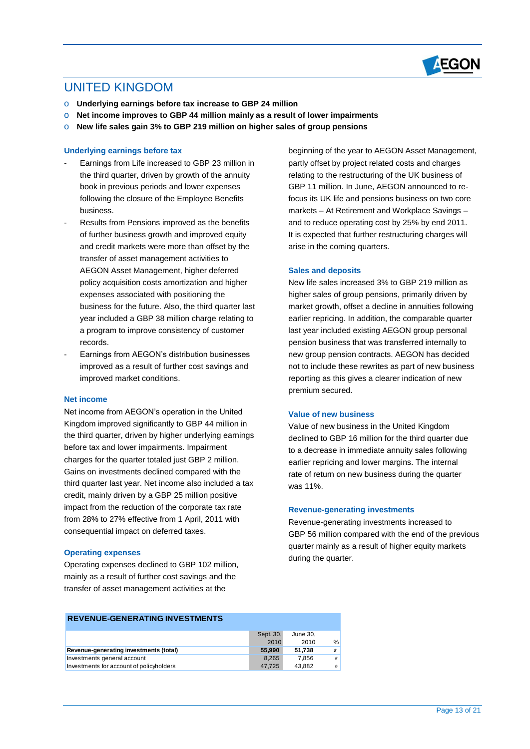# UNITED KINGDOM

- Underlying earnings before tax increase to GBP 24 million
- Net income improves to GBP 44 million mainly as a result of lower impairments
- New life sales gain 3% to GBP 219 million on higher sales of group pensions

### Underlying earnings before tax

- Earnings from Life increased to GBP 23 million in the third quarter, driven by growth of the annuity book in previous periods and lower expenses following the closure of the Employee Benefits business.
- Results from Pensions improved as the benefits of further business growth and improved equity and credit markets were more than offset by the transfer of asset management activities to AEGON Asset Management, higher deferred policy acquisition costs amortization and higher expenses associated with positioning the business for the future. Also, the third quarter last year included a GBP 38 million charge relating to a program to improve consistency of customer records.
- Earnings from AEGON's distribution businesses improved as a result of further cost savings and improved market conditions.

### Net income

Net income from AEGON's operation in the United Kingdom improved significantly to GBP 44 million in the third quarter, driven by higher underlying earnings before tax and lower impairments. Impairment charges for the quarter totaled just GBP 2 million. Gains on investments declined compared with the third quarter last year. Net income also included a tax credit, mainly driven by a GBP 25 million positive impact from the reduction of the corporate tax rate from 28% to 27% effective from 1 April, 2011 with consequential impact on deferred taxes.

### Operating expenses

Operating expenses declined to GBP 102 million, mainly as a result of further cost savings and the transfer of asset management activities at the beginning of the year to AEGON Asset Management, partly offset by project related costs and charges relating to the restructuring of the UK business of GBP 11 million. In June, AEGON announced to re-focus its UK life and pensions business on two core markets – At Retirement and Workplace Savings – and to reduce operating cost by 25% by end 2011. It is expected that further restructuring charges will arise in the coming quarters.

### Sales and deposits

New life sales increased 3% to GBP 219 million as higher sales of group pensions, primarily driven by market growth, offset a decline in annuities following earlier repricing. In addition, the comparable quarter last year included existing AEGON group personal pension business that was transferred internally to new group pension contracts. AEGON has decided not to include these rewrites as part of new business reporting as this gives a clearer indication of new premium secured.

### Value of new business

Value of new business in the United Kingdom declined to GBP 16 million for the third quarter due to a decrease in immediate annuity sales following earlier repricing and lower margins. The internal rate of return on new business during the quarter was 11%.

### Revenue-generating investments

Revenue-generating investments increased to GBP 56 million compared with the end of the previous quarter mainly as a result of higher equity markets during the quarter.

| REVENUE-GENERATING INVESTMENTS | Sept. 30, 2010 | June 30, 2010 | % |
|---|---|---|---|
| **Revenue-generating investments (total)** | **55,990** | **51,738** | *8* |
| Investments general account | 8,265 | 7,856 | *5* |
| Investments for account of policyholders | 47,725 | 43,882 | *9* |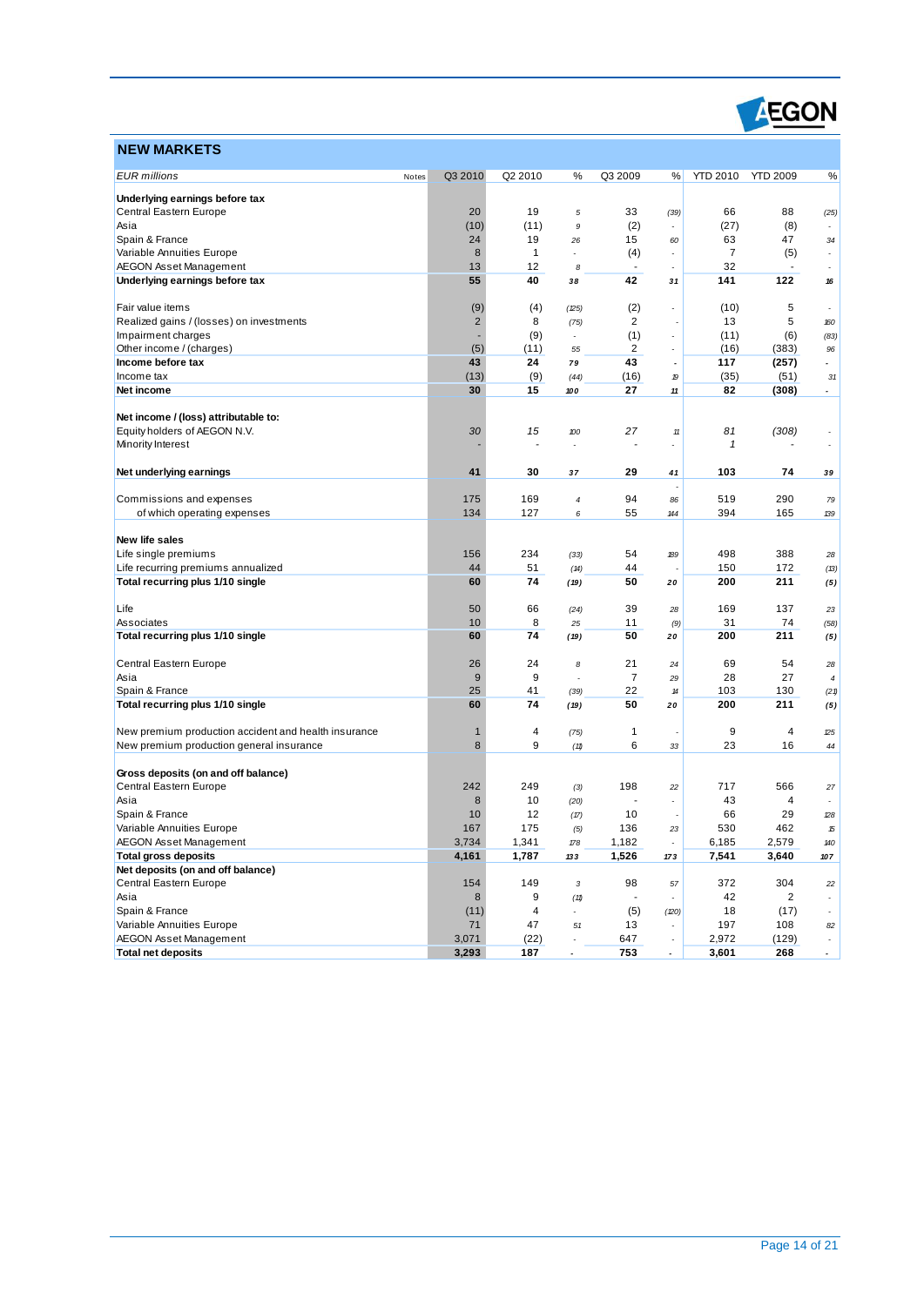## NEW MARKETS

| EUR millions | Notes | Q3 2010 | Q2 2010 | % | Q3 2009 | % | YTD 2010 | YTD 2009 | % |
|---|---|---|---|---|---|---|---|---|---|
| **Underlying earnings before tax** | | | | | | | | | |
| Central Eastern Europe | | 20 | 19 | 5 | 33 | (39) | 66 | 88 | (25) |
| Asia | | (10) | (11) | 9 | (2) | - | (27) | (8) | - |
| Spain & France | | 24 | 19 | 26 | 15 | 60 | 63 | 47 | 34 |
| Variable Annuities Europe | | 8 | 1 | - | (4) | - | 7 | (5) | - |
| AEGON Asset Management | | 13 | 12 | 8 | - | - | 32 | - | - |
| **Underlying earnings before tax** | | **55** | **40** | **38** | **42** | **31** | **141** | **122** | **16** |
| | | | | | | | | | |
| Fair value items | | (9) | (4) | (125) | (2) | - | (10) | 5 | - |
| Realized gains / (losses) on investments | | 2 | 8 | (75) | 2 | - | 13 | 5 | 160 |
| Impairment charges | | - | (9) | - | (1) | - | (11) | (6) | (83) |
| Other income / (charges) | | (5) | (11) | 55 | 2 | - | (16) | (383) | 96 |
| **Income before tax** | | **43** | **24** | **79** | **43** | **-** | **117** | **(257)** | **-** |
| Income tax | | (13) | (9) | (44) | (16) | 19 | (35) | (51) | 31 |
| **Net income** | | **30** | **15** | **100** | **27** | **11** | **82** | **(308)** | **-** |
| | | | | | | | | | |
| **Net income / (loss) attributable to:** | | | | | | | | | |
| Equity holders of AEGON N.V. | | 30 | 15 | 100 | 27 | 11 | 81 | (308) | - |
| Minority Interest | | - | - | - | - | - | 1 | - | - |
| | | | | | | | | | |
| **Net underlying earnings** | | **41** | **30** | **37** | **29** | **41** | **103** | **74** | **39** |
| | | | | | | | | | |
| Commissions and expenses | | 175 | 169 | 4 | 94 | 86 | 519 | 290 | 79 |
| of which operating expenses | | 134 | 127 | 6 | 55 | 144 | 394 | 165 | 139 |
| | | | | | | | | | |
| **New life sales** | | | | | | | | | |
| Life single premiums | | 156 | 234 | (33) | 54 | 189 | 498 | 388 | 28 |
| Life recurring premiums annualized | | 44 | 51 | (14) | 44 | - | 150 | 172 | (13) |
| **Total recurring plus 1/10 single** | | **60** | **74** | **(19)** | **50** | **20** | **200** | **211** | **(5)** |
| | | | | | | | | | |
| Life | | 50 | 66 | (24) | 39 | 28 | 169 | 137 | 23 |
| Associates | | 10 | 8 | 25 | 11 | (9) | 31 | 74 | (58) |
| **Total recurring plus 1/10 single** | | **60** | **74** | **(19)** | **50** | **20** | **200** | **211** | **(5)** |
| | | | | | | | | | |
| Central Eastern Europe | | 26 | 24 | 8 | 21 | 24 | 69 | 54 | 28 |
| Asia | | 9 | 9 | - | 7 | 29 | 28 | 27 | 4 |
| Spain & France | | 25 | 41 | (39) | 22 | 14 | 103 | 130 | (21) |
| **Total recurring plus 1/10 single** | | **60** | **74** | **(19)** | **50** | **20** | **200** | **211** | **(5)** |
| | | | | | | | | | |
| New premium production accident and health insurance | | 1 | 4 | (75) | 1 | - | 9 | 4 | 125 |
| New premium production general insurance | | 8 | 9 | (11) | 6 | 33 | 23 | 16 | 44 |
| | | | | | | | | | |
| **Gross deposits (on and off balance)** | | | | | | | | | |
| Central Eastern Europe | | 242 | 249 | (3) | 198 | 22 | 717 | 566 | 27 |
| Asia | | 8 | 10 | (20) | - | - | 43 | 4 | - |
| Spain & France | | 10 | 12 | (17) | 10 | - | 66 | 29 | 128 |
| Variable Annuities Europe | | 167 | 175 | (5) | 136 | 23 | 530 | 462 | 15 |
| AEGON Asset Management | | 3,734 | 1,341 | 178 | 1,182 | - | 6,185 | 2,579 | 140 |
| **Total gross deposits** | | **4,161** | **1,787** | **133** | **1,526** | **173** | **7,541** | **3,640** | **107** |
| **Net deposits (on and off balance)** | | | | | | | | | |
| Central Eastern Europe | | 154 | 149 | 3 | 98 | 57 | 372 | 304 | 22 |
| Asia | | 8 | 9 | (11) | - | - | 42 | 2 | - |
| Spain & France | | (11) | 4 | - | (5) | (120) | 18 | (17) | - |
| Variable Annuities Europe | | 71 | 47 | 51 | 13 | - | 197 | 108 | 82 |
| AEGON Asset Management | | 3,071 | (22) | - | 647 | - | 2,972 | (129) | - |
| **Total net deposits** | | **3,293** | **187** | **-** | **753** | **-** | **3,601** | **268** | **-** |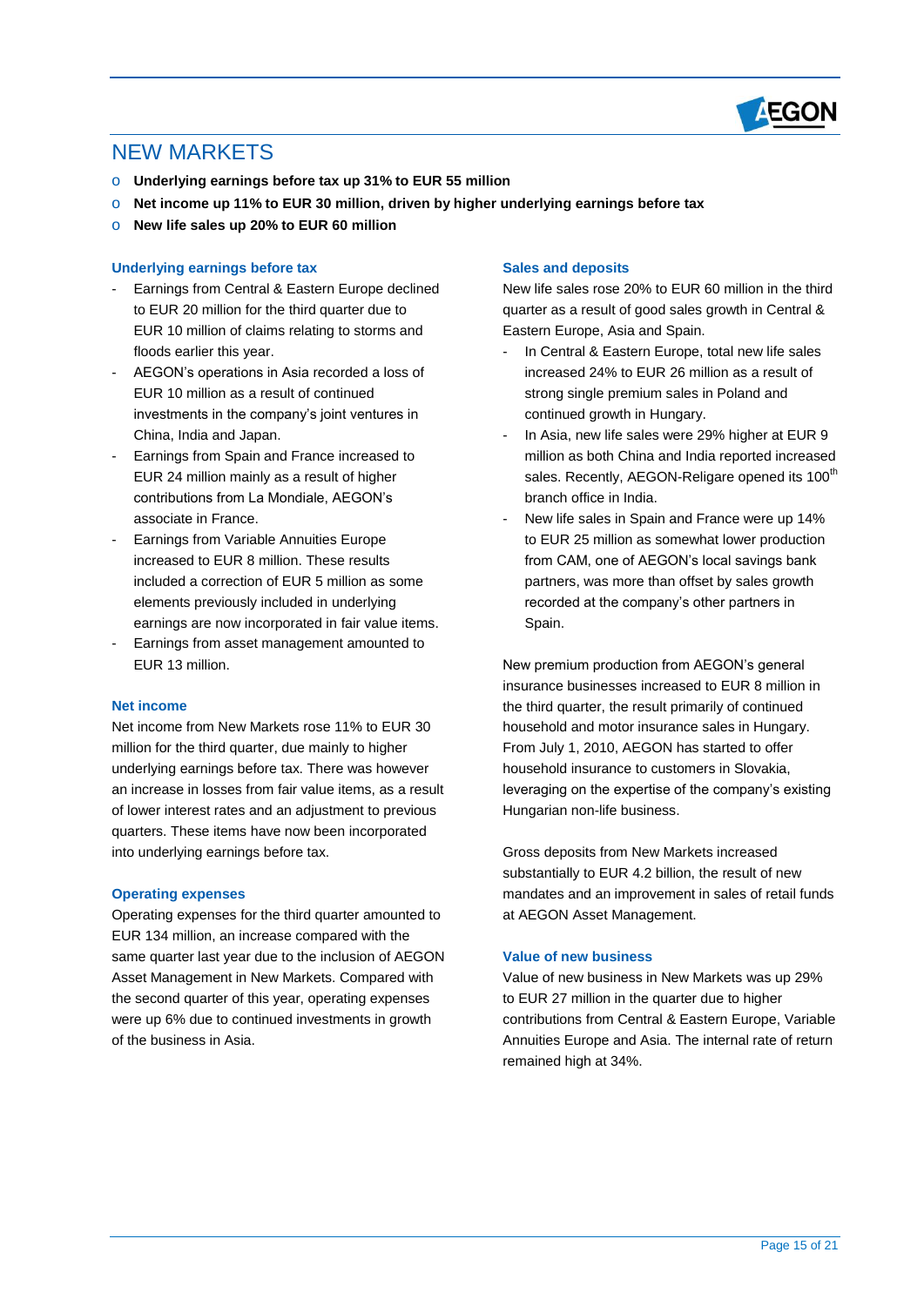# NEW MARKETS

- **Underlying earnings before tax up 31% to EUR 55 million**
- **Net income up 11% to EUR 30 million, driven by higher underlying earnings before tax**
- **New life sales up 20% to EUR 60 million**

### Underlying earnings before tax

- Earnings from Central & Eastern Europe declined to EUR 20 million for the third quarter due to EUR 10 million of claims relating to storms and floods earlier this year.
- AEGON's operations in Asia recorded a loss of EUR 10 million as a result of continued investments in the company's joint ventures in China, India and Japan.
- Earnings from Spain and France increased to EUR 24 million mainly as a result of higher contributions from La Mondiale, AEGON's associate in France.
- Earnings from Variable Annuities Europe increased to EUR 8 million. These results included a correction of EUR 5 million as some elements previously included in underlying earnings are now incorporated in fair value items.
- Earnings from asset management amounted to EUR 13 million.

### Net income

Net income from New Markets rose 11% to EUR 30 million for the third quarter, due mainly to higher underlying earnings before tax. There was however an increase in losses from fair value items, as a result of lower interest rates and an adjustment to previous quarters. These items have now been incorporated into underlying earnings before tax.

### Operating expenses

Operating expenses for the third quarter amounted to EUR 134 million, an increase compared with the same quarter last year due to the inclusion of AEGON Asset Management in New Markets. Compared with the second quarter of this year, operating expenses were up 6% due to continued investments in growth of the business in Asia.

### Sales and deposits

New life sales rose 20% to EUR 60 million in the third quarter as a result of good sales growth in Central & Eastern Europe, Asia and Spain.

- In Central & Eastern Europe, total new life sales increased 24% to EUR 26 million as a result of strong single premium sales in Poland and continued growth in Hungary.
- In Asia, new life sales were 29% higher at EUR 9 million as both China and India reported increased sales. Recently, AEGON-Religare opened its 100th branch office in India.
- New life sales in Spain and France were up 14% to EUR 25 million as somewhat lower production from CAM, one of AEGON's local savings bank partners, was more than offset by sales growth recorded at the company's other partners in Spain.

New premium production from AEGON's general insurance businesses increased to EUR 8 million in the third quarter, the result primarily of continued household and motor insurance sales in Hungary. From July 1, 2010, AEGON has started to offer household insurance to customers in Slovakia, leveraging on the expertise of the company's existing Hungarian non-life business.

Gross deposits from New Markets increased substantially to EUR 4.2 billion, the result of new mandates and an improvement in sales of retail funds at AEGON Asset Management.

### Value of new business

Value of new business in New Markets was up 29% to EUR 27 million in the quarter due to higher contributions from Central & Eastern Europe, Variable Annuities Europe and Asia. The internal rate of return remained high at 34%.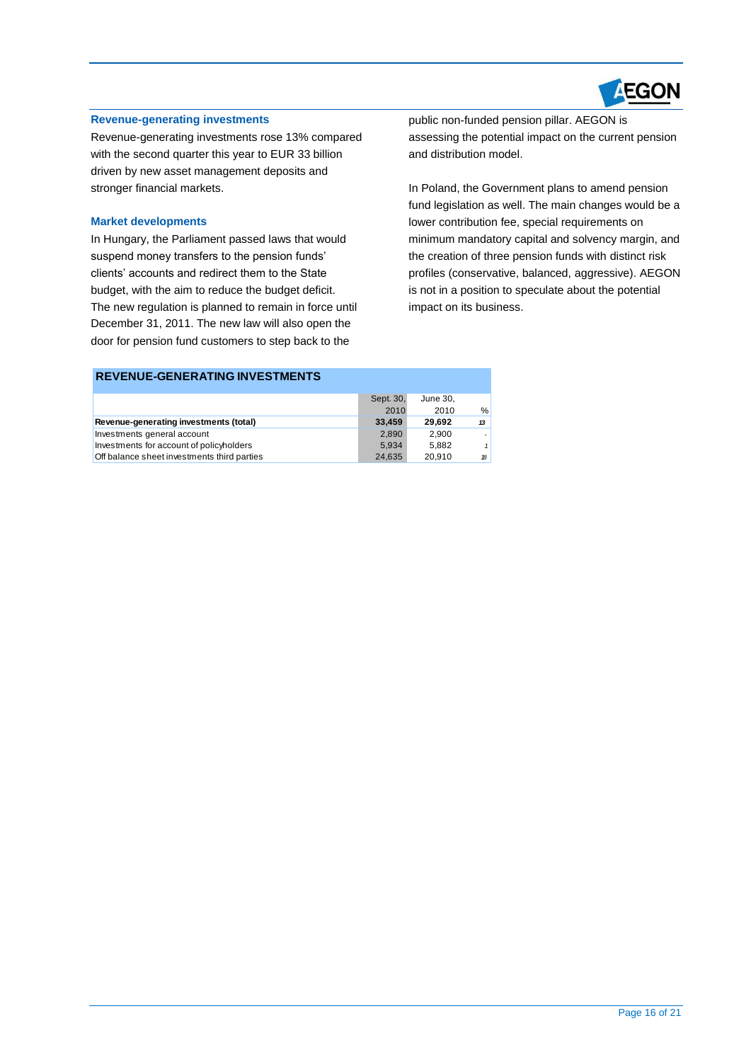### Revenue-generating investments

Revenue-generating investments rose 13% compared with the second quarter this year to EUR 33 billion driven by new asset management deposits and stronger financial markets.

### Market developments

In Hungary, the Parliament passed laws that would suspend money transfers to the pension funds' clients' accounts and redirect them to the State budget, with the aim to reduce the budget deficit. The new regulation is planned to remain in force until December 31, 2011. The new law will also open the door for pension fund customers to step back to the public non-funded pension pillar. AEGON is assessing the potential impact on the current pension and distribution model.

In Poland, the Government plans to amend pension fund legislation as well. The main changes would be a lower contribution fee, special requirements on minimum mandatory capital and solvency margin, and the creation of three pension funds with distinct risk profiles (conservative, balanced, aggressive). AEGON is not in a position to speculate about the potential impact on its business.

**REVENUE-GENERATING INVESTMENTS**

| | Sept. 30, 2010 | June 30, 2010 | % |
|---|---|---|---|
| **Revenue-generating investments (total)** | **33,459** | **29,692** | *13* |
| Investments general account | 2,890 | 2,900 | - |
| Investments for account of policyholders | 5,934 | 5,882 | *1* |
| Off balance sheet investments third parties | 24,635 | 20,910 | *18* |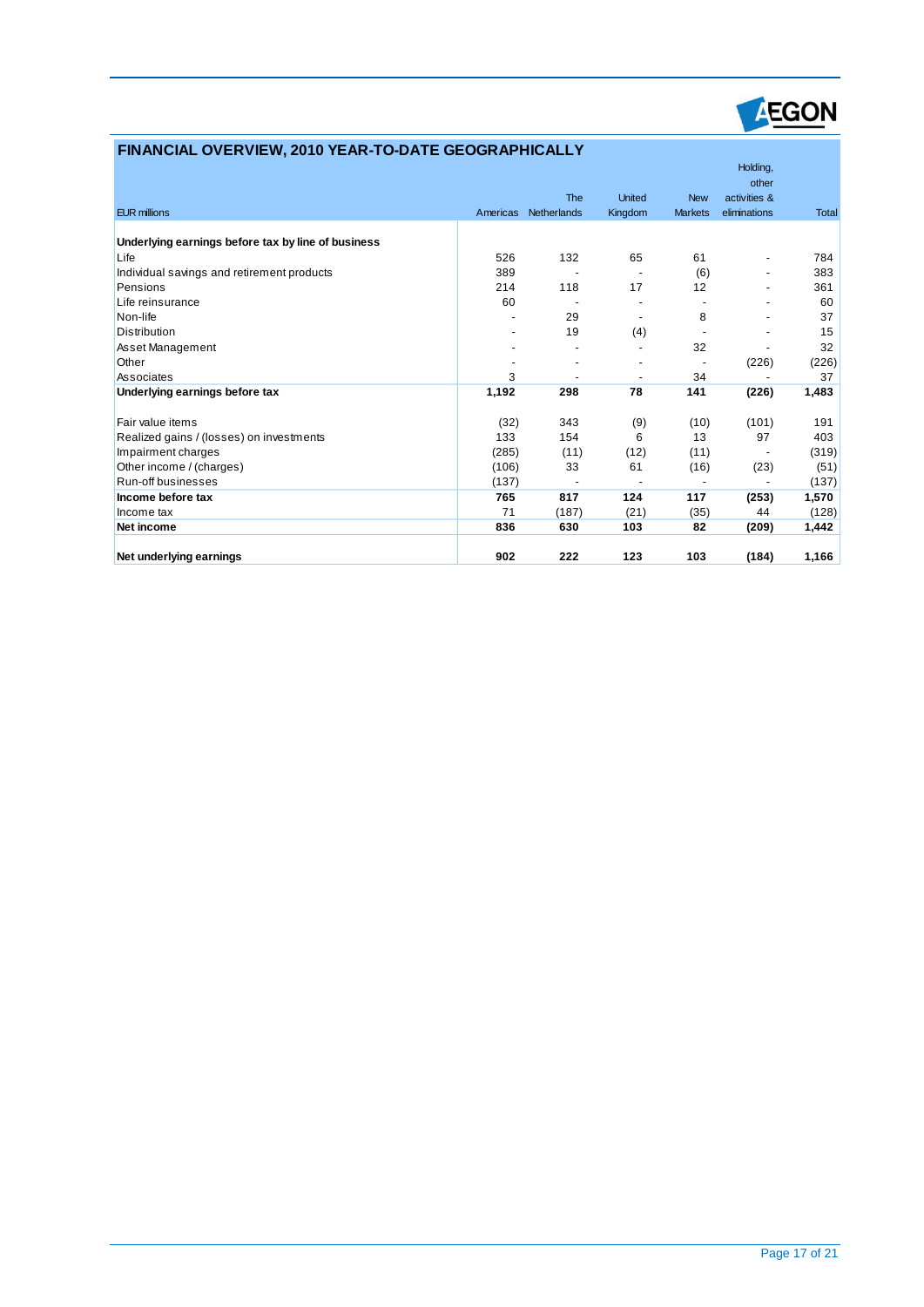## FINANCIAL OVERVIEW, 2010 YEAR-TO-DATE GEOGRAPHICALLY

| EUR millions | Americas | The Netherlands | United Kingdom | New Markets | Holding, other activities & eliminations | Total |
|---|---|---|---|---|---|---|
| **Underlying earnings before tax by line of business** | | | | | | |
| Life | 526 | 132 | 65 | 61 | - | 784 |
| Individual savings and retirement products | 389 | - | - | (6) | - | 383 |
| Pensions | 214 | 118 | 17 | 12 | - | 361 |
| Life reinsurance | 60 | - | - | - | - | 60 |
| Non-life | - | 29 | - | 8 | - | 37 |
| Distribution | - | 19 | (4) | - | - | 15 |
| Asset Management | - | - | - | 32 | - | 32 |
| Other | - | - | - | - | (226) | (226) |
| Associates | 3 | - | - | 34 | - | 37 |
| **Underlying earnings before tax** | **1,192** | **298** | **78** | **141** | **(226)** | **1,483** |
| | | | | | | |
| Fair value items | (32) | 343 | (9) | (10) | (101) | 191 |
| Realized gains / (losses) on investments | 133 | 154 | 6 | 13 | 97 | 403 |
| Impairment charges | (285) | (11) | (12) | (11) | - | (319) |
| Other income / (charges) | (106) | 33 | 61 | (16) | (23) | (51) |
| Run-off businesses | (137) | - | - | - | - | (137) |
| **Income before tax** | **765** | **817** | **124** | **117** | **(253)** | **1,570** |
| Income tax | 71 | (187) | (21) | (35) | 44 | (128) |
| **Net income** | **836** | **630** | **103** | **82** | **(209)** | **1,442** |
| | | | | | | |
| **Net underlying earnings** | **902** | **222** | **123** | **103** | **(184)** | **1,166** |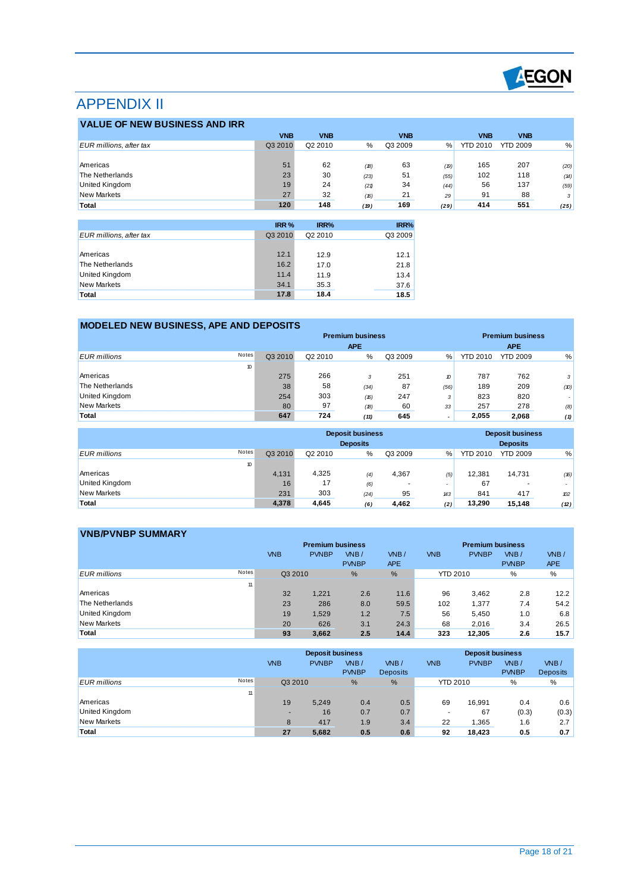# APPENDIX II

## VALUE OF NEW BUSINESS AND IRR

| EUR millions, after tax | VNB Q3 2010 | VNB Q2 2010 | % | VNB Q3 2009 | % | VNB YTD 2010 | VNB YTD 2009 | % |
|---|---|---|---|---|---|---|---|---|
| Americas | 51 | 62 | (18) | 63 | (19) | 165 | 207 | (20) |
| The Netherlands | 23 | 30 | (23) | 51 | (55) | 102 | 118 | (14) |
| United Kingdom | 19 | 24 | (21) | 34 | (44) | 56 | 137 | (59) |
| New Markets | 27 | 32 | (16) | 21 | 29 | 91 | 88 | 3 |
| **Total** | **120** | **148** | **(19)** | **169** | **(29)** | **414** | **551** | **(25)** |

| EUR millions, after tax | IRR % Q3 2010 | IRR% Q2 2010 | IRR% Q3 2009 |
|---|---|---|---|
| Americas | 12.1 | 12.9 | 12.1 |
| The Netherlands | 16.2 | 17.0 | 21.8 |
| United Kingdom | 11.4 | 11.9 | 13.4 |
| New Markets | 34.1 | 35.3 | 37.6 |
| **Total** | **17.8** | **18.4** | **18.5** |

## MODELED NEW BUSINESS, APE AND DEPOSITS

| | | Premium business | | | | | Premium business | | |
|---|---|---|---|---|---|---|---|---|---|
| | | APE | | | | | APE | | |
| EUR millions | Notes | Q3 2010 | Q2 2010 | % | Q3 2009 | % | YTD 2010 | YTD 2009 | % |
| | 10 | | | | | | | | |
| Americas | | 275 | 266 | 3 | 251 | 10 | 787 | 762 | 3 |
| The Netherlands | | 38 | 58 | (34) | 87 | (56) | 189 | 209 | (10) |
| United Kingdom | | 254 | 303 | (16) | 247 | 3 | 823 | 820 | - |
| New Markets | | 80 | 97 | (18) | 60 | 33 | 257 | 278 | (8) |
| **Total** | | **647** | **724** | **(11)** | **645** | - | **2,055** | **2,068** | **(1)** |

| | | Deposit business | | | | | Deposit business | | |
|---|---|---|---|---|---|---|---|---|---|
| | | Deposits | | | | | Deposits | | |
| EUR millions | Notes | Q3 2010 | Q2 2010 | % | Q3 2009 | % | YTD 2010 | YTD 2009 | % |
| | 10 | | | | | | | | |
| Americas | | 4,131 | 4,325 | (4) | 4,367 | (5) | 12,381 | 14,731 | (16) |
| United Kingdom | | 16 | 17 | (6) | - | - | 67 | - | - |
| New Markets | | 231 | 303 | (24) | 95 | 143 | 841 | 417 | 102 |
| **Total** | | **4,378** | **4,645** | **(6)** | **4,462** | **(2)** | **13,290** | **15,148** | **(12)** |

## VNB/PVNBP SUMMARY

| | | Premium business | | | | Premium business | | | |
|---|---|---|---|---|---|---|---|---|---|
| | | VNB | PVNBP | VNB / PVNBP | VNB / APE | VNB | PVNBP | VNB / PVNBP | VNB / APE |
| EUR millions | Notes | Q3 2010 | | % | % | YTD 2010 | | % | % |
| | 11 | | | | | | | | |
| Americas | | 32 | 1,221 | 2.6 | 11.6 | 96 | 3,462 | 2.8 | 12.2 |
| The Netherlands | | 23 | 286 | 8.0 | 59.5 | 102 | 1,377 | 7.4 | 54.2 |
| United Kingdom | | 19 | 1,529 | 1.2 | 7.5 | 56 | 5,450 | 1.0 | 6.8 |
| New Markets | | 20 | 626 | 3.1 | 24.3 | 68 | 2,016 | 3.4 | 26.5 |
| **Total** | | **93** | **3,662** | **2.5** | **14.4** | **323** | **12,305** | **2.6** | **15.7** |

| | | Deposit business | | | | Deposit business | | | |
|---|---|---|---|---|---|---|---|---|---|
| | | VNB | PVNBP | VNB / PVNBP | VNB / Deposits | VNB | PVNBP | VNB / PVNBP | VNB / Deposits |
| EUR millions | Notes | Q3 2010 | | % | % | YTD 2010 | | % | % |
| | 11 | | | | | | | | |
| Americas | | 19 | 5,249 | 0.4 | 0.5 | 69 | 16,991 | 0.4 | 0.6 |
| United Kingdom | | - | 16 | 0.7 | 0.7 | - | 67 | (0.3) | (0.3) |
| New Markets | | 8 | 417 | 1.9 | 3.4 | 22 | 1,365 | 1.6 | 2.7 |
| **Total** | | **27** | **5,682** | **0.5** | **0.6** | **92** | **18,423** | **0.5** | **0.7** |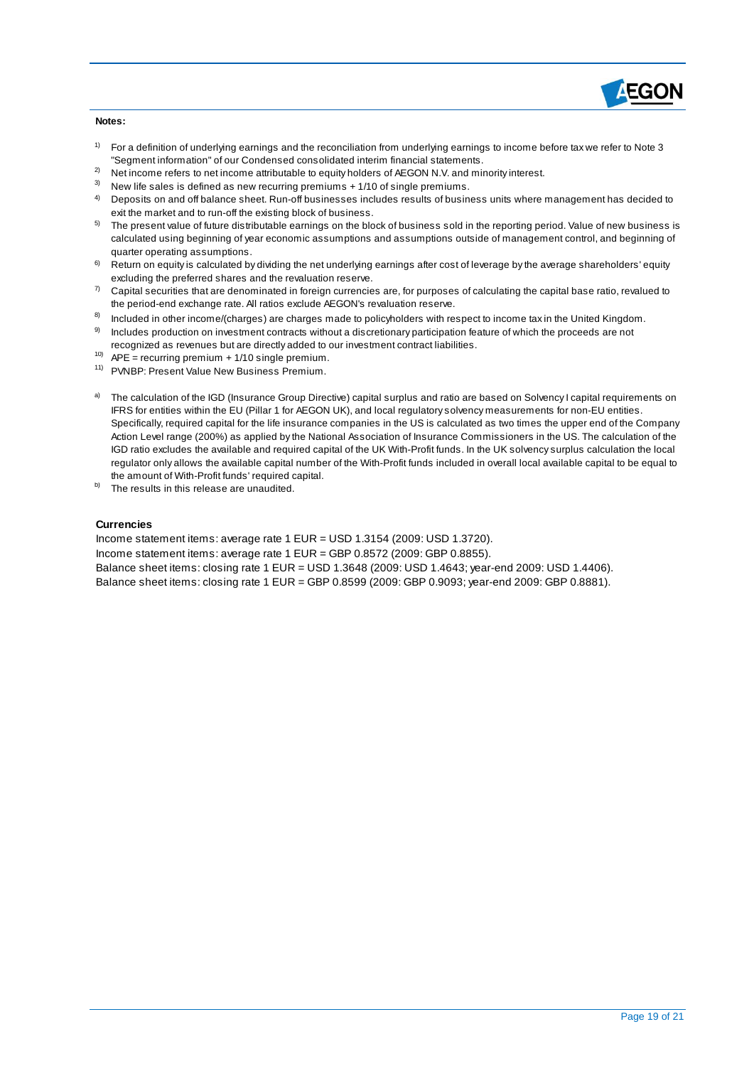**Notes:**

[1] For a definition of underlying earnings and the reconciliation from underlying earnings to income before tax we refer to Note 3 "Segment information" of our Condensed consolidated interim financial statements.

[2] Net income refers to net income attributable to equity holders of AEGON N.V. and minority interest.

[3] New life sales is defined as new recurring premiums + 1/10 of single premiums.

[4] Deposits on and off balance sheet. Run-off businesses includes results of business units where management has decided to exit the market and to run-off the existing block of business.

[5] The present value of future distributable earnings on the block of business sold in the reporting period. Value of new business is calculated using beginning of year economic assumptions and assumptions outside of management control, and beginning of quarter operating assumptions.

[6] Return on equity is calculated by dividing the net underlying earnings after cost of leverage by the average shareholders' equity excluding the preferred shares and the revaluation reserve.

[7] Capital securities that are denominated in foreign currencies are, for purposes of calculating the capital base ratio, revalued to the period-end exchange rate. All ratios exclude AEGON's revaluation reserve.

[8] Included in other income/(charges) are charges made to policyholders with respect to income tax in the United Kingdom.

[9] Includes production on investment contracts without a discretionary participation feature of which the proceeds are not recognized as revenues but are directly added to our investment contract liabilities.

[10] APE = recurring premium + 1/10 single premium.

[11] PVNBP: Present Value New Business Premium.

[a] The calculation of the IGD (Insurance Group Directive) capital surplus and ratio are based on Solvency I capital requirements on IFRS for entities within the EU (Pillar 1 for AEGON UK), and local regulatory solvency measurements for non-EU entities. Specifically, required capital for the life insurance companies in the US is calculated as two times the upper end of the Company Action Level range (200%) as applied by the National Association of Insurance Commissioners in the US. The calculation of the IGD ratio excludes the available and required capital of the UK With-Profit funds. In the UK solvency surplus calculation the local regulator only allows the available capital number of the With-Profit funds included in overall local available capital to be equal to the amount of With-Profit funds' required capital.

[b] The results in this release are unaudited.

**Currencies**

Income statement items: average rate 1 EUR = USD 1.3154 (2009: USD 1.3720).
Income statement items: average rate 1 EUR = GBP 0.8572 (2009: GBP 0.8855).
Balance sheet items: closing rate 1 EUR = USD 1.3648 (2009: USD 1.4643; year-end 2009: USD 1.4406).
Balance sheet items: closing rate 1 EUR = GBP 0.8599 (2009: GBP 0.9093; year-end 2009: GBP 0.8881).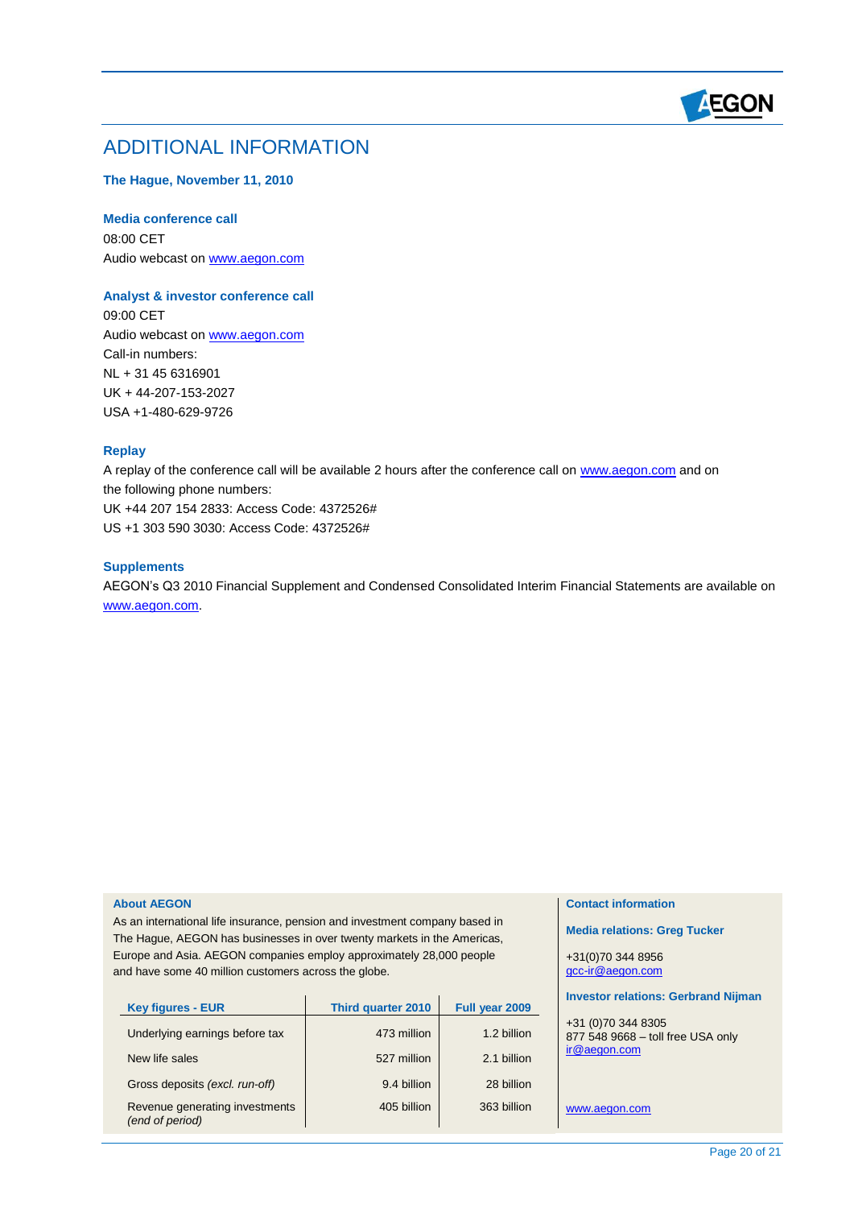# ADDITIONAL INFORMATION

**The Hague, November 11, 2010**

### Media conference call

08:00 CET
Audio webcast on www.aegon.com

### Analyst & investor conference call

09:00 CET
Audio webcast on www.aegon.com
Call-in numbers:
NL + 31 45 6316901
UK + 44-207-153-2027
USA +1-480-629-9726

### Replay

A replay of the conference call will be available 2 hours after the conference call on www.aegon.com and on the following phone numbers:
UK +44 207 154 2833: Access Code: 4372526#
US +1 303 590 3030: Access Code: 4372526#

### Supplements

AEGON's Q3 2010 Financial Supplement and Condensed Consolidated Interim Financial Statements are available on www.aegon.com.

### About AEGON

As an international life insurance, pension and investment company based in The Hague, AEGON has businesses in over twenty markets in the Americas, Europe and Asia. AEGON companies employ approximately 28,000 people and have some 40 million customers across the globe.

| Key figures - EUR | Third quarter 2010 | Full year 2009 |
|---|---|---|
| Underlying earnings before tax | 473 million | 1.2 billion |
| New life sales | 527 million | 2.1 billion |
| Gross deposits *(excl. run-off)* | 9.4 billion | 28 billion |
| Revenue generating investments *(end of period)* | 405 billion | 363 billion |

### Contact information

**Media relations: Greg Tucker**

+31(0)70 344 8956
gcc-ir@aegon.com

**Investor relations: Gerbrand Nijman**

+31 (0)70 344 8305
877 548 9668 – toll free USA only
ir@aegon.com

www.aegon.com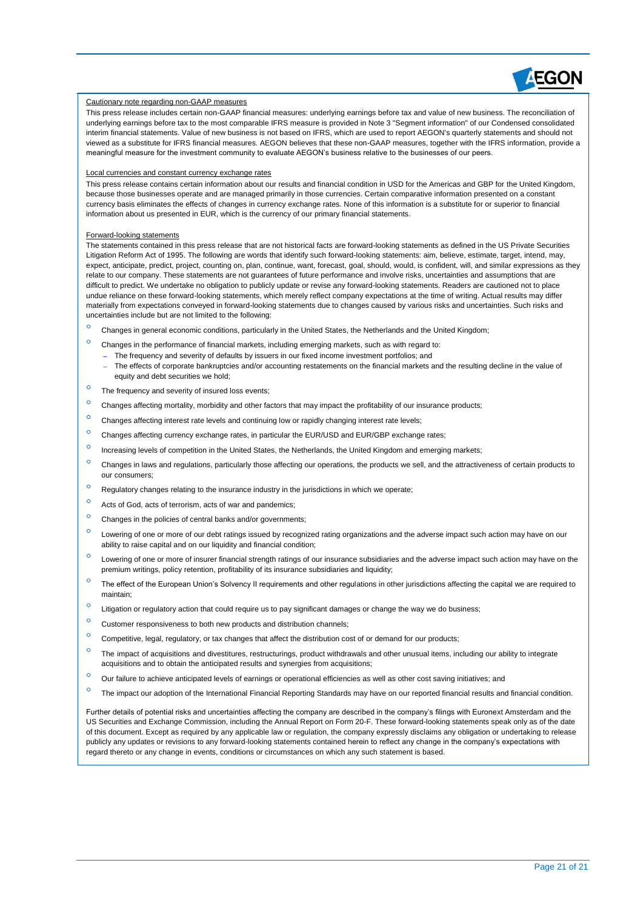Cautionary note regarding non-GAAP measures

This press release includes certain non-GAAP financial measures: underlying earnings before tax and value of new business. The reconciliation of underlying earnings before tax to the most comparable IFRS measure is provided in Note 3 "Segment information" of our Condensed consolidated interim financial statements. Value of new business is not based on IFRS, which are used to report AEGON's quarterly statements and should not viewed as a substitute for IFRS financial measures. AEGON believes that these non-GAAP measures, together with the IFRS information, provide a meaningful measure for the investment community to evaluate AEGON's business relative to the businesses of our peers.

Local currencies and constant currency exchange rates

This press release contains certain information about our results and financial condition in USD for the Americas and GBP for the United Kingdom, because those businesses operate and are managed primarily in those currencies. Certain comparative information presented on a constant currency basis eliminates the effects of changes in currency exchange rates. None of this information is a substitute for or superior to financial information about us presented in EUR, which is the currency of our primary financial statements.

Forward-looking statements

The statements contained in this press release that are not historical facts are forward-looking statements as defined in the US Private Securities Litigation Reform Act of 1995. The following are words that identify such forward-looking statements: aim, believe, estimate, target, intend, may, expect, anticipate, predict, project, counting on, plan, continue, want, forecast, goal, should, would, is confident, will, and similar expressions as they relate to our company. These statements are not guarantees of future performance and involve risks, uncertainties and assumptions that are difficult to predict. We undertake no obligation to publicly update or revise any forward-looking statements. Readers are cautioned not to place undue reliance on these forward-looking statements, which merely reflect company expectations at the time of writing. Actual results may differ materially from expectations conveyed in forward-looking statements due to changes caused by various risks and uncertainties. Such risks and uncertainties include but are not limited to the following:

- Changes in general economic conditions, particularly in the United States, the Netherlands and the United Kingdom;
- Changes in the performance of financial markets, including emerging markets, such as with regard to:
  - The frequency and severity of defaults by issuers in our fixed income investment portfolios; and
  - The effects of corporate bankruptcies and/or accounting restatements on the financial markets and the resulting decline in the value of equity and debt securities we hold;
- The frequency and severity of insured loss events;
- Changes affecting mortality, morbidity and other factors that may impact the profitability of our insurance products;
- Changes affecting interest rate levels and continuing low or rapidly changing interest rate levels;
- Changes affecting currency exchange rates, in particular the EUR/USD and EUR/GBP exchange rates;
- Increasing levels of competition in the United States, the Netherlands, the United Kingdom and emerging markets;
- Changes in laws and regulations, particularly those affecting our operations, the products we sell, and the attractiveness of certain products to our consumers;
- Regulatory changes relating to the insurance industry in the jurisdictions in which we operate;
- Acts of God, acts of terrorism, acts of war and pandemics;
- Changes in the policies of central banks and/or governments;
- Lowering of one or more of our debt ratings issued by recognized rating organizations and the adverse impact such action may have on our ability to raise capital and on our liquidity and financial condition;
- Lowering of one or more of insurer financial strength ratings of our insurance subsidiaries and the adverse impact such action may have on the premium writings, policy retention, profitability of its insurance subsidiaries and liquidity;
- The effect of the European Union's Solvency II requirements and other regulations in other jurisdictions affecting the capital we are required to maintain;
- Litigation or regulatory action that could require us to pay significant damages or change the way we do business;
- Customer responsiveness to both new products and distribution channels;
- Competitive, legal, regulatory, or tax changes that affect the distribution cost of or demand for our products;
- The impact of acquisitions and divestitures, restructurings, product withdrawals and other unusual items, including our ability to integrate acquisitions and to obtain the anticipated results and synergies from acquisitions;
- Our failure to achieve anticipated levels of earnings or operational efficiencies as well as other cost saving initiatives; and
- The impact our adoption of the International Financial Reporting Standards may have on our reported financial results and financial condition.

Further details of potential risks and uncertainties affecting the company are described in the company's filings with Euronext Amsterdam and the US Securities and Exchange Commission, including the Annual Report on Form 20-F. These forward-looking statements speak only as of the date of this document. Except as required by any applicable law or regulation, the company expressly disclaims any obligation or undertaking to release publicly any updates or revisions to any forward-looking statements contained herein to reflect any change in the company's expectations with regard thereto or any change in events, conditions or circumstances on which any such statement is based.